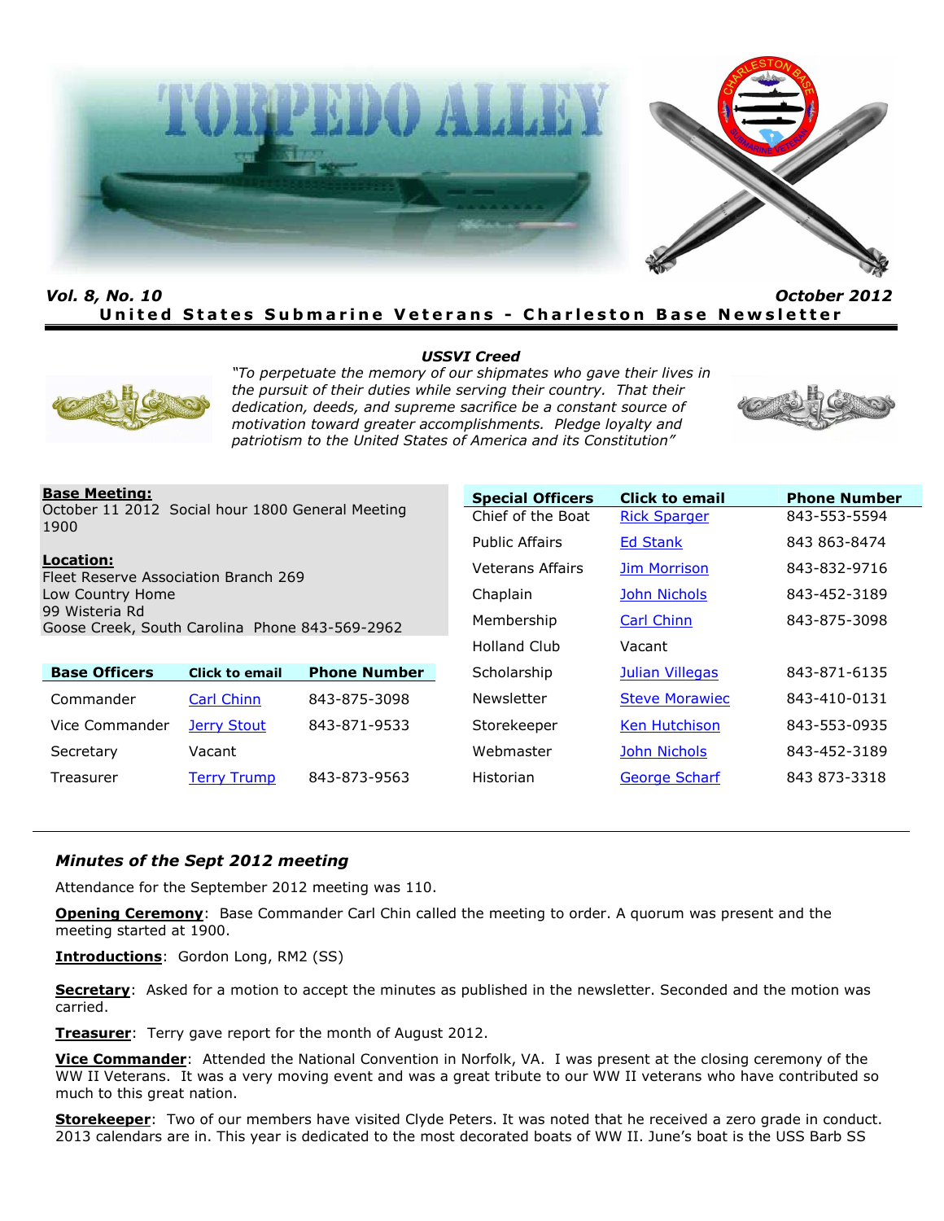# TORPEDO ALLEY

***Vol. 8, No. 10*** ***October 2012***

**United States Submarine Veterans - Charleston Base Newsletter**

***USSVI Creed***

*"To perpetuate the memory of our shipmates who gave their lives in the pursuit of their duties while serving their country. That their dedication, deeds, and supreme sacrifice be a constant source of motivation toward greater accomplishments. Pledge loyalty and patriotism to the United States of America and its Constitution"*

**Base Meeting:**
October 11 2012 Social hour 1800 General Meeting 1900

**Location:**
Fleet Reserve Association Branch 269
Low Country Home
99 Wisteria Rd
Goose Creek, South Carolina Phone 843-569-2962

| Base Officers | Click to email | Phone Number |
|---|---|---|
| Commander | Carl Chinn | 843-875-3098 |
| Vice Commander | Jerry Stout | 843-871-9533 |
| Secretary | Vacant | |
| Treasurer | Terry Trump | 843-873-9563 |

| Special Officers | Click to email | Phone Number |
|---|---|---|
| Chief of the Boat | Rick Sparger | 843-553-5594 |
| Public Affairs | Ed Stank | 843 863-8474 |
| Veterans Affairs | Jim Morrison | 843-832-9716 |
| Chaplain | John Nichols | 843-452-3189 |
| Membership | Carl Chinn | 843-875-3098 |
| Holland Club | Vacant | |
| Scholarship | Julian Villegas | 843-871-6135 |
| Newsletter | Steve Morawiec | 843-410-0131 |
| Storekeeper | Ken Hutchison | 843-553-0935 |
| Webmaster | John Nichols | 843-452-3189 |
| Historian | George Scharf | 843 873-3318 |

### *Minutes of the Sept 2012 meeting*

Attendance for the September 2012 meeting was 110.

**Opening Ceremony**: Base Commander Carl Chin called the meeting to order. A quorum was present and the meeting started at 1900.

**Introductions**: Gordon Long, RM2 (SS)

**Secretary**: Asked for a motion to accept the minutes as published in the newsletter. Seconded and the motion was carried.

**Treasurer**: Terry gave report for the month of August 2012.

**Vice Commander**: Attended the National Convention in Norfolk, VA. I was present at the closing ceremony of the WW II Veterans. It was a very moving event and was a great tribute to our WW II veterans who have contributed so much to this great nation.

**Storekeeper**: Two of our members have visited Clyde Peters. It was noted that he received a zero grade in conduct. 2013 calendars are in. This year is dedicated to the most decorated boats of WW II. June's boat is the USS Barb SS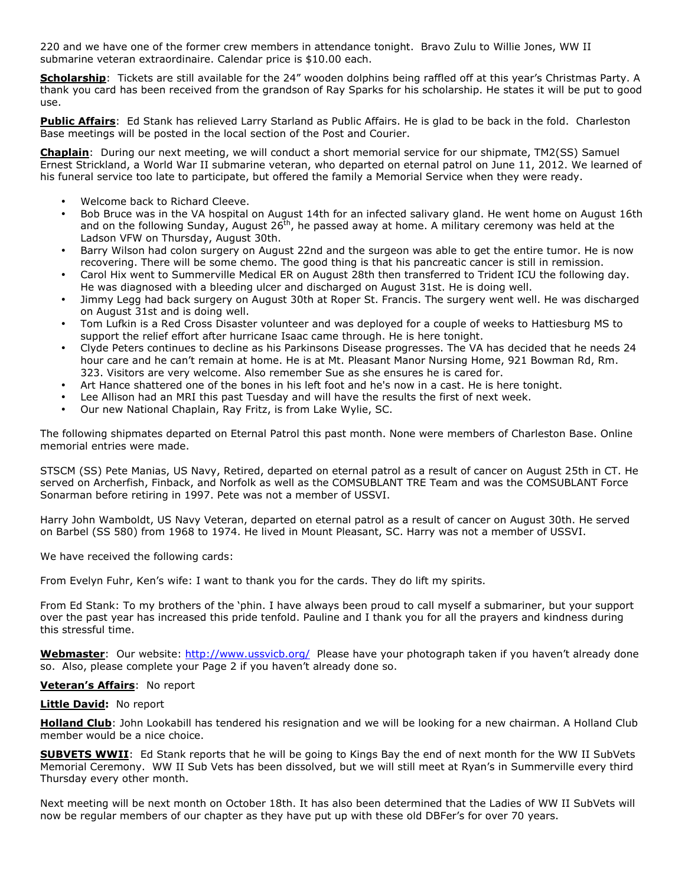220 and we have one of the former crew members in attendance tonight. Bravo Zulu to Willie Jones, WW II submarine veteran extraordinaire. Calendar price is $10.00 each.

**Scholarship**: Tickets are still available for the 24" wooden dolphins being raffled off at this year's Christmas Party. A thank you card has been received from the grandson of Ray Sparks for his scholarship. He states it will be put to good use.

**Public Affairs**: Ed Stank has relieved Larry Starland as Public Affairs. He is glad to be back in the fold. Charleston Base meetings will be posted in the local section of the Post and Courier.

**Chaplain**: During our next meeting, we will conduct a short memorial service for our shipmate, TM2(SS) Samuel Ernest Strickland, a World War II submarine veteran, who departed on eternal patrol on June 11, 2012. We learned of his funeral service too late to participate, but offered the family a Memorial Service when they were ready.

- Welcome back to Richard Cleeve.
- Bob Bruce was in the VA hospital on August 14th for an infected salivary gland. He went home on August 16th and on the following Sunday, August 26th, he passed away at home. A military ceremony was held at the Ladson VFW on Thursday, August 30th.
- Barry Wilson had colon surgery on August 22nd and the surgeon was able to get the entire tumor. He is now recovering. There will be some chemo. The good thing is that his pancreatic cancer is still in remission.
- Carol Hix went to Summerville Medical ER on August 28th then transferred to Trident ICU the following day. He was diagnosed with a bleeding ulcer and discharged on August 31st. He is doing well.
- Jimmy Legg had back surgery on August 30th at Roper St. Francis. The surgery went well. He was discharged on August 31st and is doing well.
- Tom Lufkin is a Red Cross Disaster volunteer and was deployed for a couple of weeks to Hattiesburg MS to support the relief effort after hurricane Isaac came through. He is here tonight.
- Clyde Peters continues to decline as his Parkinsons Disease progresses. The VA has decided that he needs 24 hour care and he can't remain at home. He is at Mt. Pleasant Manor Nursing Home, 921 Bowman Rd, Rm. 323. Visitors are very welcome. Also remember Sue as she ensures he is cared for.
- Art Hance shattered one of the bones in his left foot and he's now in a cast. He is here tonight.
- Lee Allison had an MRI this past Tuesday and will have the results the first of next week.
- Our new National Chaplain, Ray Fritz, is from Lake Wylie, SC.

The following shipmates departed on Eternal Patrol this past month. None were members of Charleston Base. Online memorial entries were made.

STSCM (SS) Pete Manias, US Navy, Retired, departed on eternal patrol as a result of cancer on August 25th in CT. He served on Archerfish, Finback, and Norfolk as well as the COMSUBLANT TRE Team and was the COMSUBLANT Force Sonarman before retiring in 1997. Pete was not a member of USSVI.

Harry John Wamboldt, US Navy Veteran, departed on eternal patrol as a result of cancer on August 30th. He served on Barbel (SS 580) from 1968 to 1974. He lived in Mount Pleasant, SC. Harry was not a member of USSVI.

We have received the following cards:

From Evelyn Fuhr, Ken's wife: I want to thank you for the cards. They do lift my spirits.

From Ed Stank: To my brothers of the 'phin. I have always been proud to call myself a submariner, but your support over the past year has increased this pride tenfold. Pauline and I thank you for all the prayers and kindness during this stressful time.

**Webmaster**: Our website: http://www.ussvicb.org/ Please have your photograph taken if you haven't already done so. Also, please complete your Page 2 if you haven't already done so.

**Veteran's Affairs**: No report

**Little David:** No report

**Holland Club**: John Lookabill has tendered his resignation and we will be looking for a new chairman. A Holland Club member would be a nice choice.

**SUBVETS WWII**: Ed Stank reports that he will be going to Kings Bay the end of next month for the WW II SubVets Memorial Ceremony. WW II Sub Vets has been dissolved, but we will still meet at Ryan's in Summerville every third Thursday every other month.

Next meeting will be next month on October 18th. It has also been determined that the Ladies of WW II SubVets will now be regular members of our chapter as they have put up with these old DBFer's for over 70 years.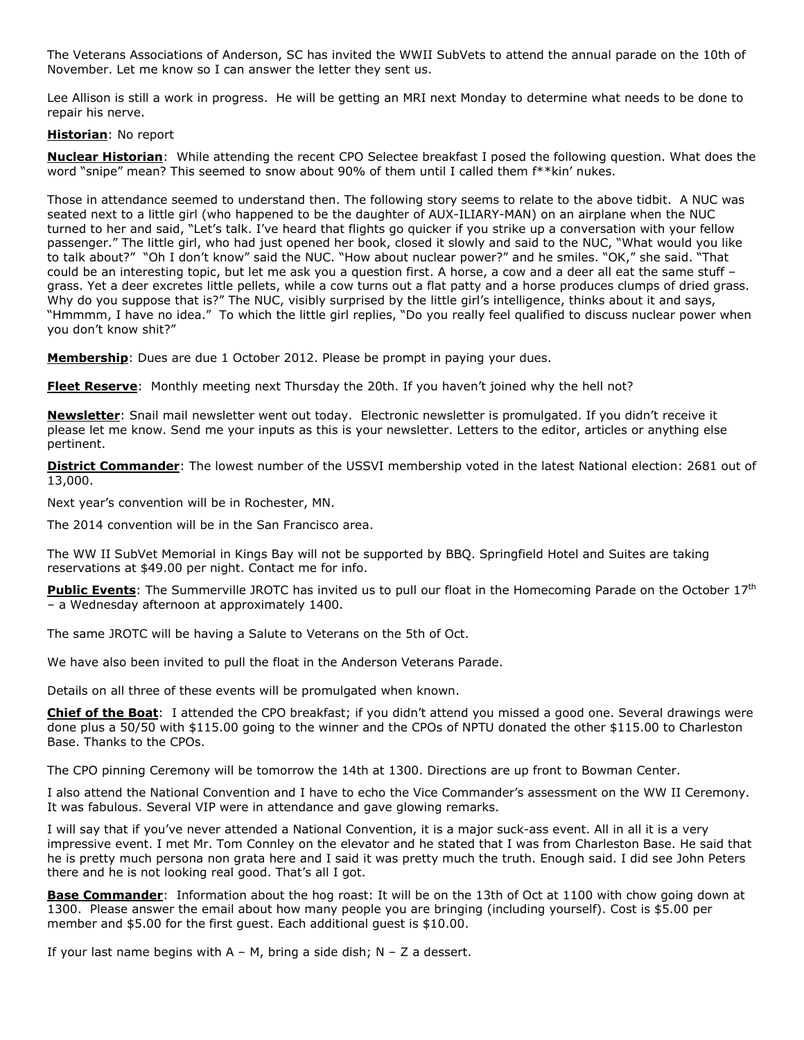The Veterans Associations of Anderson, SC has invited the WWII SubVets to attend the annual parade on the 10th of November. Let me know so I can answer the letter they sent us.

Lee Allison is still a work in progress. He will be getting an MRI next Monday to determine what needs to be done to repair his nerve.

**Historian**: No report

**Nuclear Historian**: While attending the recent CPO Selectee breakfast I posed the following question. What does the word "snipe" mean? This seemed to snow about 90% of them until I called them f**kin' nukes.

Those in attendance seemed to understand then. The following story seems to relate to the above tidbit. A NUC was seated next to a little girl (who happened to be the daughter of AUX-ILIARY-MAN) on an airplane when the NUC turned to her and said, "Let's talk. I've heard that flights go quicker if you strike up a conversation with your fellow passenger." The little girl, who had just opened her book, closed it slowly and said to the NUC, "What would you like to talk about?" "Oh I don't know" said the NUC. "How about nuclear power?" and he smiles. "OK," she said. "That could be an interesting topic, but let me ask you a question first. A horse, a cow and a deer all eat the same stuff – grass. Yet a deer excretes little pellets, while a cow turns out a flat patty and a horse produces clumps of dried grass. Why do you suppose that is?" The NUC, visibly surprised by the little girl's intelligence, thinks about it and says, "Hmmmm, I have no idea." To which the little girl replies, "Do you really feel qualified to discuss nuclear power when you don't know shit?"

**Membership**: Dues are due 1 October 2012. Please be prompt in paying your dues.

**Fleet Reserve**: Monthly meeting next Thursday the 20th. If you haven't joined why the hell not?

**Newsletter**: Snail mail newsletter went out today. Electronic newsletter is promulgated. If you didn't receive it please let me know. Send me your inputs as this is your newsletter. Letters to the editor, articles or anything else pertinent.

**District Commander**: The lowest number of the USSVI membership voted in the latest National election: 2681 out of 13,000.

Next year's convention will be in Rochester, MN.

The 2014 convention will be in the San Francisco area.

The WW II SubVet Memorial in Kings Bay will not be supported by BBQ. Springfield Hotel and Suites are taking reservations at $49.00 per night. Contact me for info.

**Public Events**: The Summerville JROTC has invited us to pull our float in the Homecoming Parade on the October 17th – a Wednesday afternoon at approximately 1400.

The same JROTC will be having a Salute to Veterans on the 5th of Oct.

We have also been invited to pull the float in the Anderson Veterans Parade.

Details on all three of these events will be promulgated when known.

**Chief of the Boat**: I attended the CPO breakfast; if you didn't attend you missed a good one. Several drawings were done plus a 50/50 with $115.00 going to the winner and the CPOs of NPTU donated the other $115.00 to Charleston Base. Thanks to the CPOs.

The CPO pinning Ceremony will be tomorrow the 14th at 1300. Directions are up front to Bowman Center.

I also attend the National Convention and I have to echo the Vice Commander's assessment on the WW II Ceremony. It was fabulous. Several VIP were in attendance and gave glowing remarks.

I will say that if you've never attended a National Convention, it is a major suck-ass event. All in all it is a very impressive event. I met Mr. Tom Connley on the elevator and he stated that I was from Charleston Base. He said that he is pretty much persona non grata here and I said it was pretty much the truth. Enough said. I did see John Peters there and he is not looking real good. That's all I got.

**Base Commander**: Information about the hog roast: It will be on the 13th of Oct at 1100 with chow going down at 1300. Please answer the email about how many people you are bringing (including yourself). Cost is $5.00 per member and $5.00 for the first guest. Each additional guest is $10.00.

If your last name begins with A – M, bring a side dish; N – Z a dessert.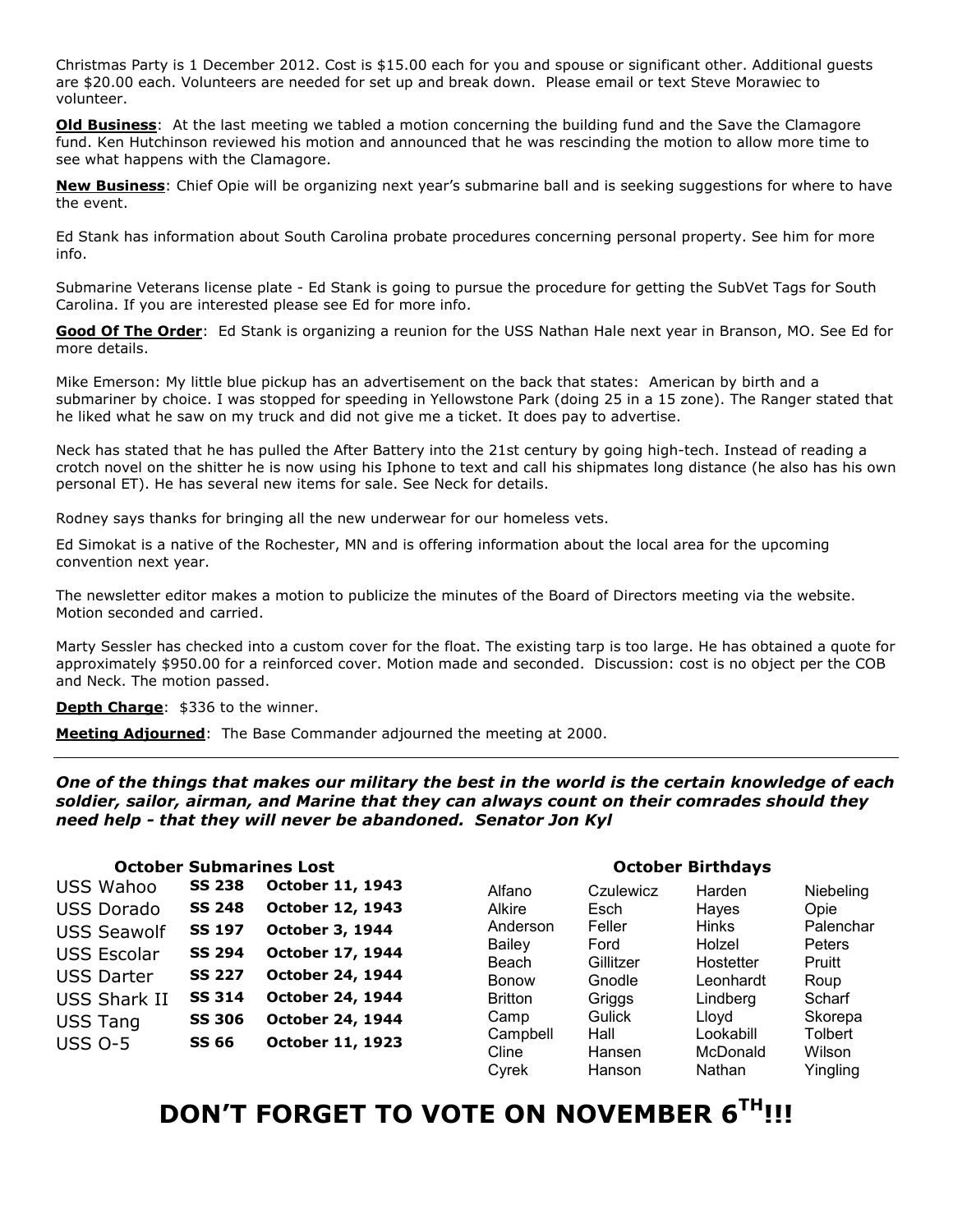Christmas Party is 1 December 2012. Cost is $15.00 each for you and spouse or significant other. Additional guests are $20.00 each. Volunteers are needed for set up and break down. Please email or text Steve Morawiec to volunteer.

**Old Business**: At the last meeting we tabled a motion concerning the building fund and the Save the Clamagore fund. Ken Hutchinson reviewed his motion and announced that he was rescinding the motion to allow more time to see what happens with the Clamagore.

**New Business**: Chief Opie will be organizing next year's submarine ball and is seeking suggestions for where to have the event.

Ed Stank has information about South Carolina probate procedures concerning personal property. See him for more info.

Submarine Veterans license plate - Ed Stank is going to pursue the procedure for getting the SubVet Tags for South Carolina. If you are interested please see Ed for more info.

**Good Of The Order**: Ed Stank is organizing a reunion for the USS Nathan Hale next year in Branson, MO. See Ed for more details.

Mike Emerson: My little blue pickup has an advertisement on the back that states: American by birth and a submariner by choice. I was stopped for speeding in Yellowstone Park (doing 25 in a 15 zone). The Ranger stated that he liked what he saw on my truck and did not give me a ticket. It does pay to advertise.

Neck has stated that he has pulled the After Battery into the 21st century by going high-tech. Instead of reading a crotch novel on the shitter he is now using his Iphone to text and call his shipmates long distance (he also has his own personal ET). He has several new items for sale. See Neck for details.

Rodney says thanks for bringing all the new underwear for our homeless vets.

Ed Simokat is a native of the Rochester, MN and is offering information about the local area for the upcoming convention next year.

The newsletter editor makes a motion to publicize the minutes of the Board of Directors meeting via the website. Motion seconded and carried.

Marty Sessler has checked into a custom cover for the float. The existing tarp is too large. He has obtained a quote for approximately $950.00 for a reinforced cover. Motion made and seconded. Discussion: cost is no object per the COB and Neck. The motion passed.

**Depth Charge**: $336 to the winner.

**Meeting Adjourned**: The Base Commander adjourned the meeting at 2000.

---

***One of the things that makes our military the best in the world is the certain knowledge of each soldier, sailor, airman, and Marine that they can always count on their comrades should they need help - that they will never be abandoned. Senator Jon Kyl***

**October Submarines Lost**

| | | |
|---|---|---|
| USS Wahoo | **SS 238** | **October 11, 1943** |
| USS Dorado | **SS 248** | **October 12, 1943** |
| USS Seawolf | **SS 197** | **October 3, 1944** |
| USS Escolar | **SS 294** | **October 17, 1944** |
| USS Darter | **SS 227** | **October 24, 1944** |
| USS Shark II | **SS 314** | **October 24, 1944** |
| USS Tang | **SS 306** | **October 24, 1944** |
| USS O-5 | **SS 66** | **October 11, 1923** |

**October Birthdays**

| | | | |
|---|---|---|---|
| Alfano | Czulewicz | Harden | Niebeling |
| Alkire | Esch | Hayes | Opie |
| Anderson | Feller | Hinks | Palenchar |
| Bailey | Ford | Holzel | Peters |
| Beach | Gillitzer | Hostetter | Pruitt |
| Bonow | Gnodle | Leonhardt | Roup |
| Britton | Griggs | Lindberg | Scharf |
| Camp | Gulick | Lloyd | Skorepa |
| Campbell | Hall | Lookabill | Tolbert |
| Cline | Hansen | McDonald | Wilson |
| Cyrek | Hanson | Nathan | Yingling |

# DON'T FORGET TO VOTE ON NOVEMBER 6TH!!!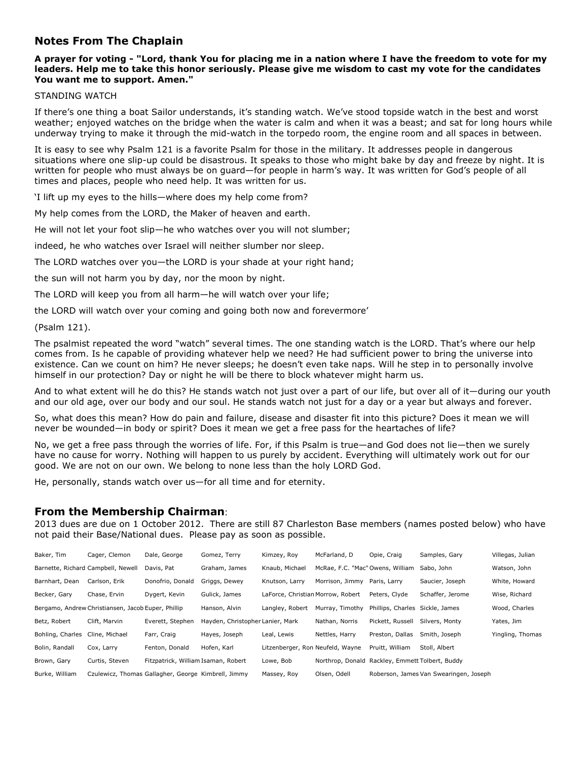## Notes From The Chaplain

**A prayer for voting - "Lord, thank You for placing me in a nation where I have the freedom to vote for my leaders. Help me to take this honor seriously. Please give me wisdom to cast my vote for the candidates You want me to support. Amen."**

STANDING WATCH

If there's one thing a boat Sailor understands, it's standing watch. We've stood topside watch in the best and worst weather; enjoyed watches on the bridge when the water is calm and when it was a beast; and sat for long hours while underway trying to make it through the mid-watch in the torpedo room, the engine room and all spaces in between.

It is easy to see why Psalm 121 is a favorite Psalm for those in the military. It addresses people in dangerous situations where one slip-up could be disastrous. It speaks to those who might bake by day and freeze by night. It is written for people who must always be on guard—for people in harm's way. It was written for God's people of all times and places, people who need help. It was written for us.

'I lift up my eyes to the hills—where does my help come from?

My help comes from the LORD, the Maker of heaven and earth.

He will not let your foot slip—he who watches over you will not slumber;

indeed, he who watches over Israel will neither slumber nor sleep.

The LORD watches over you—the LORD is your shade at your right hand;

the sun will not harm you by day, nor the moon by night.

The LORD will keep you from all harm—he will watch over your life;

the LORD will watch over your coming and going both now and forevermore'

(Psalm 121).

The psalmist repeated the word "watch" several times. The one standing watch is the LORD. That's where our help comes from. Is he capable of providing whatever help we need? He had sufficient power to bring the universe into existence. Can we count on him? He never sleeps; he doesn't even take naps. Will he step in to personally involve himself in our protection? Day or night he will be there to block whatever might harm us.

And to what extent will he do this? He stands watch not just over a part of our life, but over all of it—during our youth and our old age, over our body and our soul. He stands watch not just for a day or a year but always and forever.

So, what does this mean? How do pain and failure, disease and disaster fit into this picture? Does it mean we will never be wounded—in body or spirit? Does it mean we get a free pass for the heartaches of life?

No, we get a free pass through the worries of life. For, if this Psalm is true—and God does not lie—then we surely have no cause for worry. Nothing will happen to us purely by accident. Everything will ultimately work out for our good. We are not on our own. We belong to none less than the holy LORD God.

He, personally, stands watch over us—for all time and for eternity.

## From the Membership Chairman:

2013 dues are due on 1 October 2012. There are still 87 Charleston Base members (names posted below) who have not paid their Base/National dues. Please pay as soon as possible.

| | | | | | | | | |
|---|---|---|---|---|---|---|---|---|
| Baker, Tim | Cager, Clemon | Dale, George | Gomez, Terry | Kimzey, Roy | McFarland, D | Opie, Craig | Samples, Gary | Villegas, Julian |
| Barnette, Richard | Campbell, Newell | Davis, Pat | Graham, James | Knaub, Michael | McRae, F.C. "Mac" | Owens, William | Sabo, John | Watson, John |
| Barnhart, Dean | Carlson, Erik | Donofrio, Donald | Griggs, Dewey | Knutson, Larry | Morrison, Jimmy | Paris, Larry | Saucier, Joseph | White, Howard |
| Becker, Gary | Chase, Ervin | Dygert, Kevin | Gulick, James | LaForce, Christian | Morrow, Robert | Peters, Clyde | Schaffer, Jerome | Wise, Richard |
| Bergamo, Andrew | Christiansen, Jacob | Euper, Phillip | Hanson, Alvin | Langley, Robert | Murray, Timothy | Phillips, Charles | Sickle, James | Wood, Charles |
| Betz, Robert | Clift, Marvin | Everett, Stephen | Hayden, Christopher | Lanier, Mark | Nathan, Norris | Pickett, Russell | Silvers, Monty | Yates, Jim |
| Bohling, Charles | Cline, Michael | Farr, Craig | Hayes, Joseph | Leal, Lewis | Nettles, Harry | Preston, Dallas | Smith, Joseph | Yingling, Thomas |
| Bolin, Randall | Cox, Larry | Fenton, Donald | Hofen, Karl | Litzenberger, Ron | Neufeld, Wayne | Pruitt, William | Stoll, Albert | |
| Brown, Gary | Curtis, Steven | Fitzpatrick, William | Isaman, Robert | Lowe, Bob | Northrop, Donald | Rackley, Emmett | Tolbert, Buddy | |
| Burke, William | Czulewicz, Thomas | Gallagher, George | Kimbrell, Jimmy | Massey, Roy | Olsen, Odell | Roberson, James | Van Swearingen, Joseph | |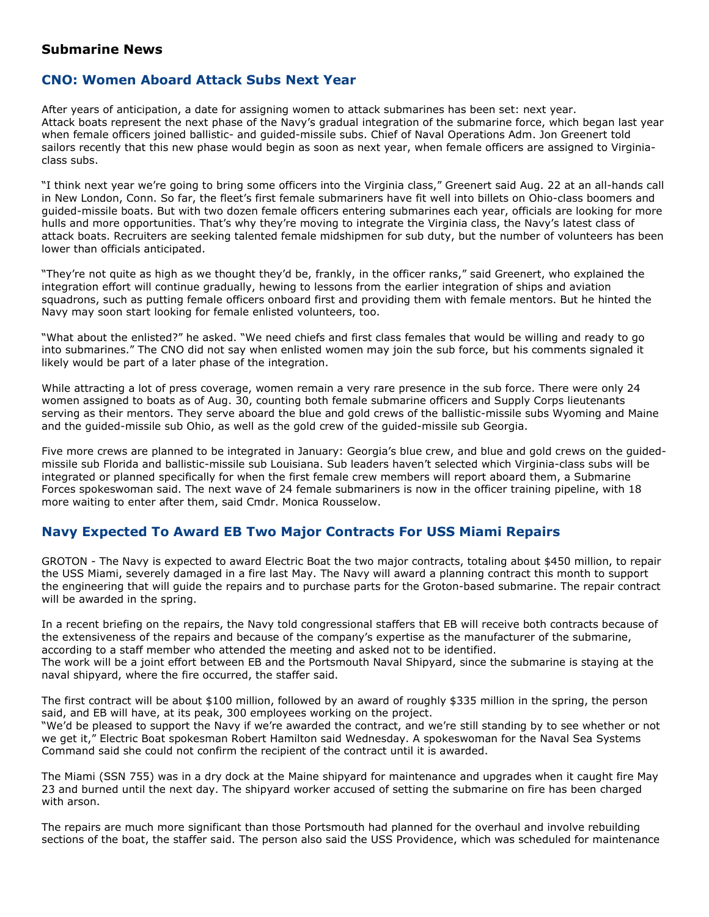## Submarine News

### CNO: Women Aboard Attack Subs Next Year

After years of anticipation, a date for assigning women to attack submarines has been set: next year. Attack boats represent the next phase of the Navy's gradual integration of the submarine force, which began last year when female officers joined ballistic- and guided-missile subs. Chief of Naval Operations Adm. Jon Greenert told sailors recently that this new phase would begin as soon as next year, when female officers are assigned to Virginia-class subs.

"I think next year we're going to bring some officers into the Virginia class," Greenert said Aug. 22 at an all-hands call in New London, Conn. So far, the fleet's first female submariners have fit well into billets on Ohio-class boomers and guided-missile boats. But with two dozen female officers entering submarines each year, officials are looking for more hulls and more opportunities. That's why they're moving to integrate the Virginia class, the Navy's latest class of attack boats. Recruiters are seeking talented female midshipmen for sub duty, but the number of volunteers has been lower than officials anticipated.

"They're not quite as high as we thought they'd be, frankly, in the officer ranks," said Greenert, who explained the integration effort will continue gradually, hewing to lessons from the earlier integration of ships and aviation squadrons, such as putting female officers onboard first and providing them with female mentors. But he hinted the Navy may soon start looking for female enlisted volunteers, too.

"What about the enlisted?" he asked. "We need chiefs and first class females that would be willing and ready to go into submarines." The CNO did not say when enlisted women may join the sub force, but his comments signaled it likely would be part of a later phase of the integration.

While attracting a lot of press coverage, women remain a very rare presence in the sub force. There were only 24 women assigned to boats as of Aug. 30, counting both female submarine officers and Supply Corps lieutenants serving as their mentors. They serve aboard the blue and gold crews of the ballistic-missile subs Wyoming and Maine and the guided-missile sub Ohio, as well as the gold crew of the guided-missile sub Georgia.

Five more crews are planned to be integrated in January: Georgia's blue crew, and blue and gold crews on the guided-missile sub Florida and ballistic-missile sub Louisiana. Sub leaders haven't selected which Virginia-class subs will be integrated or planned specifically for when the first female crew members will report aboard them, a Submarine Forces spokeswoman said. The next wave of 24 female submariners is now in the officer training pipeline, with 18 more waiting to enter after them, said Cmdr. Monica Rousselow.

### Navy Expected To Award EB Two Major Contracts For USS Miami Repairs

GROTON - The Navy is expected to award Electric Boat the two major contracts, totaling about $450 million, to repair the USS Miami, severely damaged in a fire last May. The Navy will award a planning contract this month to support the engineering that will guide the repairs and to purchase parts for the Groton-based submarine. The repair contract will be awarded in the spring.

In a recent briefing on the repairs, the Navy told congressional staffers that EB will receive both contracts because of the extensiveness of the repairs and because of the company's expertise as the manufacturer of the submarine, according to a staff member who attended the meeting and asked not to be identified.
The work will be a joint effort between EB and the Portsmouth Naval Shipyard, since the submarine is staying at the naval shipyard, where the fire occurred, the staffer said.

The first contract will be about $100 million, followed by an award of roughly $335 million in the spring, the person said, and EB will have, at its peak, 300 employees working on the project.
"We'd be pleased to support the Navy if we're awarded the contract, and we're still standing by to see whether or not we get it," Electric Boat spokesman Robert Hamilton said Wednesday. A spokeswoman for the Naval Sea Systems Command said she could not confirm the recipient of the contract until it is awarded.

The Miami (SSN 755) was in a dry dock at the Maine shipyard for maintenance and upgrades when it caught fire May 23 and burned until the next day. The shipyard worker accused of setting the submarine on fire has been charged with arson.

The repairs are much more significant than those Portsmouth had planned for the overhaul and involve rebuilding sections of the boat, the staffer said. The person also said the USS Providence, which was scheduled for maintenance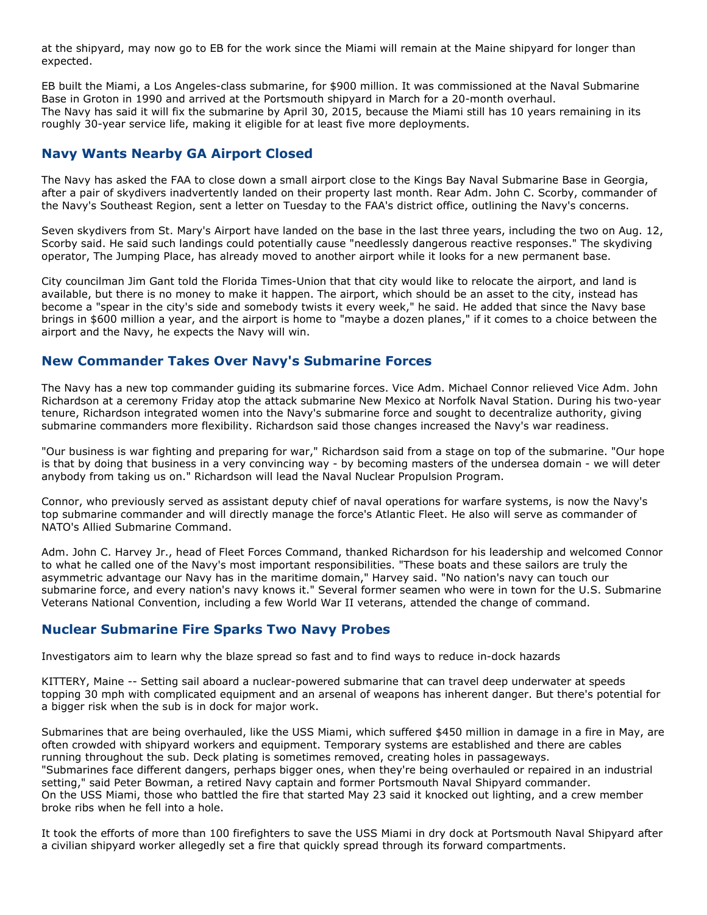at the shipyard, may now go to EB for the work since the Miami will remain at the Maine shipyard for longer than expected.

EB built the Miami, a Los Angeles-class submarine, for $900 million. It was commissioned at the Naval Submarine Base in Groton in 1990 and arrived at the Portsmouth shipyard in March for a 20-month overhaul.
The Navy has said it will fix the submarine by April 30, 2015, because the Miami still has 10 years remaining in its roughly 30-year service life, making it eligible for at least five more deployments.

## Navy Wants Nearby GA Airport Closed

The Navy has asked the FAA to close down a small airport close to the Kings Bay Naval Submarine Base in Georgia, after a pair of skydivers inadvertently landed on their property last month. Rear Adm. John C. Scorby, commander of the Navy's Southeast Region, sent a letter on Tuesday to the FAA's district office, outlining the Navy's concerns.

Seven skydivers from St. Mary's Airport have landed on the base in the last three years, including the two on Aug. 12, Scorby said. He said such landings could potentially cause "needlessly dangerous reactive responses." The skydiving operator, The Jumping Place, has already moved to another airport while it looks for a new permanent base.

City councilman Jim Gant told the Florida Times-Union that that city would like to relocate the airport, and land is available, but there is no money to make it happen. The airport, which should be an asset to the city, instead has become a "spear in the city's side and somebody twists it every week," he said. He added that since the Navy base brings in $600 million a year, and the airport is home to "maybe a dozen planes," if it comes to a choice between the airport and the Navy, he expects the Navy will win.

## New Commander Takes Over Navy's Submarine Forces

The Navy has a new top commander guiding its submarine forces. Vice Adm. Michael Connor relieved Vice Adm. John Richardson at a ceremony Friday atop the attack submarine New Mexico at Norfolk Naval Station. During his two-year tenure, Richardson integrated women into the Navy's submarine force and sought to decentralize authority, giving submarine commanders more flexibility. Richardson said those changes increased the Navy's war readiness.

"Our business is war fighting and preparing for war," Richardson said from a stage on top of the submarine. "Our hope is that by doing that business in a very convincing way - by becoming masters of the undersea domain - we will deter anybody from taking us on." Richardson will lead the Naval Nuclear Propulsion Program.

Connor, who previously served as assistant deputy chief of naval operations for warfare systems, is now the Navy's top submarine commander and will directly manage the force's Atlantic Fleet. He also will serve as commander of NATO's Allied Submarine Command.

Adm. John C. Harvey Jr., head of Fleet Forces Command, thanked Richardson for his leadership and welcomed Connor to what he called one of the Navy's most important responsibilities. "These boats and these sailors are truly the asymmetric advantage our Navy has in the maritime domain," Harvey said. "No nation's navy can touch our submarine force, and every nation's navy knows it." Several former seamen who were in town for the U.S. Submarine Veterans National Convention, including a few World War II veterans, attended the change of command.

## Nuclear Submarine Fire Sparks Two Navy Probes

Investigators aim to learn why the blaze spread so fast and to find ways to reduce in-dock hazards

KITTERY, Maine -- Setting sail aboard a nuclear-powered submarine that can travel deep underwater at speeds topping 30 mph with complicated equipment and an arsenal of weapons has inherent danger. But there's potential for a bigger risk when the sub is in dock for major work.

Submarines that are being overhauled, like the USS Miami, which suffered $450 million in damage in a fire in May, are often crowded with shipyard workers and equipment. Temporary systems are established and there are cables running throughout the sub. Deck plating is sometimes removed, creating holes in passageways.
"Submarines face different dangers, perhaps bigger ones, when they're being overhauled or repaired in an industrial setting," said Peter Bowman, a retired Navy captain and former Portsmouth Naval Shipyard commander.
On the USS Miami, those who battled the fire that started May 23 said it knocked out lighting, and a crew member broke ribs when he fell into a hole.

It took the efforts of more than 100 firefighters to save the USS Miami in dry dock at Portsmouth Naval Shipyard after a civilian shipyard worker allegedly set a fire that quickly spread through its forward compartments.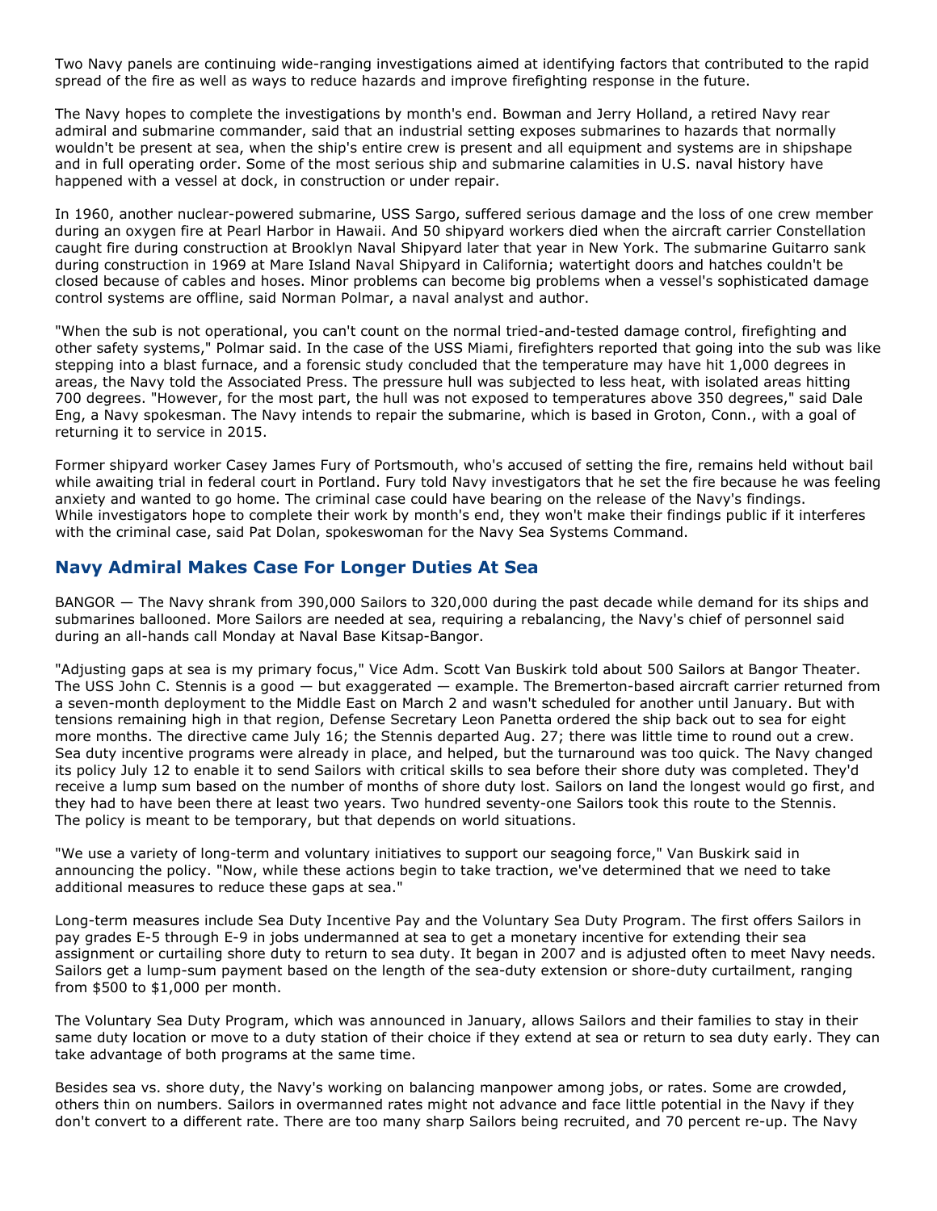Two Navy panels are continuing wide-ranging investigations aimed at identifying factors that contributed to the rapid spread of the fire as well as ways to reduce hazards and improve firefighting response in the future.

The Navy hopes to complete the investigations by month's end. Bowman and Jerry Holland, a retired Navy rear admiral and submarine commander, said that an industrial setting exposes submarines to hazards that normally wouldn't be present at sea, when the ship's entire crew is present and all equipment and systems are in shipshape and in full operating order. Some of the most serious ship and submarine calamities in U.S. naval history have happened with a vessel at dock, in construction or under repair.

In 1960, another nuclear-powered submarine, USS Sargo, suffered serious damage and the loss of one crew member during an oxygen fire at Pearl Harbor in Hawaii. And 50 shipyard workers died when the aircraft carrier Constellation caught fire during construction at Brooklyn Naval Shipyard later that year in New York. The submarine Guitarro sank during construction in 1969 at Mare Island Naval Shipyard in California; watertight doors and hatches couldn't be closed because of cables and hoses. Minor problems can become big problems when a vessel's sophisticated damage control systems are offline, said Norman Polmar, a naval analyst and author.

"When the sub is not operational, you can't count on the normal tried-and-tested damage control, firefighting and other safety systems," Polmar said. In the case of the USS Miami, firefighters reported that going into the sub was like stepping into a blast furnace, and a forensic study concluded that the temperature may have hit 1,000 degrees in areas, the Navy told the Associated Press. The pressure hull was subjected to less heat, with isolated areas hitting 700 degrees. "However, for the most part, the hull was not exposed to temperatures above 350 degrees," said Dale Eng, a Navy spokesman. The Navy intends to repair the submarine, which is based in Groton, Conn., with a goal of returning it to service in 2015.

Former shipyard worker Casey James Fury of Portsmouth, who's accused of setting the fire, remains held without bail while awaiting trial in federal court in Portland. Fury told Navy investigators that he set the fire because he was feeling anxiety and wanted to go home. The criminal case could have bearing on the release of the Navy's findings. While investigators hope to complete their work by month's end, they won't make their findings public if it interferes with the criminal case, said Pat Dolan, spokeswoman for the Navy Sea Systems Command.

## Navy Admiral Makes Case For Longer Duties At Sea

BANGOR — The Navy shrank from 390,000 Sailors to 320,000 during the past decade while demand for its ships and submarines ballooned. More Sailors are needed at sea, requiring a rebalancing, the Navy's chief of personnel said during an all-hands call Monday at Naval Base Kitsap-Bangor.

"Adjusting gaps at sea is my primary focus," Vice Adm. Scott Van Buskirk told about 500 Sailors at Bangor Theater. The USS John C. Stennis is a good — but exaggerated — example. The Bremerton-based aircraft carrier returned from a seven-month deployment to the Middle East on March 2 and wasn't scheduled for another until January. But with tensions remaining high in that region, Defense Secretary Leon Panetta ordered the ship back out to sea for eight more months. The directive came July 16; the Stennis departed Aug. 27; there was little time to round out a crew. Sea duty incentive programs were already in place, and helped, but the turnaround was too quick. The Navy changed its policy July 12 to enable it to send Sailors with critical skills to sea before their shore duty was completed. They'd receive a lump sum based on the number of months of shore duty lost. Sailors on land the longest would go first, and they had to have been there at least two years. Two hundred seventy-one Sailors took this route to the Stennis. The policy is meant to be temporary, but that depends on world situations.

"We use a variety of long-term and voluntary initiatives to support our seagoing force," Van Buskirk said in announcing the policy. "Now, while these actions begin to take traction, we've determined that we need to take additional measures to reduce these gaps at sea."

Long-term measures include Sea Duty Incentive Pay and the Voluntary Sea Duty Program. The first offers Sailors in pay grades E-5 through E-9 in jobs undermanned at sea to get a monetary incentive for extending their sea assignment or curtailing shore duty to return to sea duty. It began in 2007 and is adjusted often to meet Navy needs. Sailors get a lump-sum payment based on the length of the sea-duty extension or shore-duty curtailment, ranging from $500 to $1,000 per month.

The Voluntary Sea Duty Program, which was announced in January, allows Sailors and their families to stay in their same duty location or move to a duty station of their choice if they extend at sea or return to sea duty early. They can take advantage of both programs at the same time.

Besides sea vs. shore duty, the Navy's working on balancing manpower among jobs, or rates. Some are crowded, others thin on numbers. Sailors in overmanned rates might not advance and face little potential in the Navy if they don't convert to a different rate. There are too many sharp Sailors being recruited, and 70 percent re-up. The Navy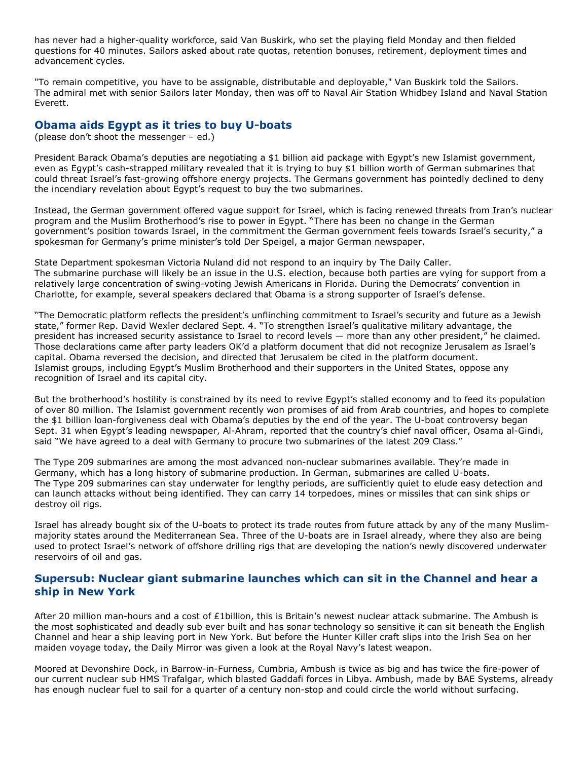has never had a higher-quality workforce, said Van Buskirk, who set the playing field Monday and then fielded questions for 40 minutes. Sailors asked about rate quotas, retention bonuses, retirement, deployment times and advancement cycles.

"To remain competitive, you have to be assignable, distributable and deployable," Van Buskirk told the Sailors. The admiral met with senior Sailors later Monday, then was off to Naval Air Station Whidbey Island and Naval Station Everett.

## Obama aids Egypt as it tries to buy U-boats

(please don't shoot the messenger – ed.)

President Barack Obama's deputies are negotiating a $1 billion aid package with Egypt's new Islamist government, even as Egypt's cash-strapped military revealed that it is trying to buy $1 billion worth of German submarines that could threat Israel's fast-growing offshore energy projects. The Germans government has pointedly declined to deny the incendiary revelation about Egypt's request to buy the two submarines.

Instead, the German government offered vague support for Israel, which is facing renewed threats from Iran's nuclear program and the Muslim Brotherhood's rise to power in Egypt. "There has been no change in the German government's position towards Israel, in the commitment the German government feels towards Israel's security," a spokesman for Germany's prime minister's told Der Speigel, a major German newspaper.

State Department spokesman Victoria Nuland did not respond to an inquiry by The Daily Caller.
The submarine purchase will likely be an issue in the U.S. election, because both parties are vying for support from a relatively large concentration of swing-voting Jewish Americans in Florida. During the Democrats' convention in Charlotte, for example, several speakers declared that Obama is a strong supporter of Israel's defense.

"The Democratic platform reflects the president's unflinching commitment to Israel's security and future as a Jewish state," former Rep. David Wexler declared Sept. 4. "To strengthen Israel's qualitative military advantage, the president has increased security assistance to Israel to record levels — more than any other president," he claimed. Those declarations came after party leaders OK'd a platform document that did not recognize Jerusalem as Israel's capital. Obama reversed the decision, and directed that Jerusalem be cited in the platform document.
Islamist groups, including Egypt's Muslim Brotherhood and their supporters in the United States, oppose any recognition of Israel and its capital city.

But the brotherhood's hostility is constrained by its need to revive Egypt's stalled economy and to feed its population of over 80 million. The Islamist government recently won promises of aid from Arab countries, and hopes to complete the $1 billion loan-forgiveness deal with Obama's deputies by the end of the year. The U-boat controversy began Sept. 31 when Egypt's leading newspaper, Al-Ahram, reported that the country's chief naval officer, Osama al-Gindi, said "We have agreed to a deal with Germany to procure two submarines of the latest 209 Class."

The Type 209 submarines are among the most advanced non-nuclear submarines available. They're made in Germany, which has a long history of submarine production. In German, submarines are called U-boats.
The Type 209 submarines can stay underwater for lengthy periods, are sufficiently quiet to elude easy detection and can launch attacks without being identified. They can carry 14 torpedoes, mines or missiles that can sink ships or destroy oil rigs.

Israel has already bought six of the U-boats to protect its trade routes from future attack by any of the many Muslim-majority states around the Mediterranean Sea. Three of the U-boats are in Israel already, where they also are being used to protect Israel's network of offshore drilling rigs that are developing the nation's newly discovered underwater reservoirs of oil and gas.

## Supersub: Nuclear giant submarine launches which can sit in the Channel and hear a ship in New York

After 20 million man-hours and a cost of £1billion, this is Britain's newest nuclear attack submarine. The Ambush is the most sophisticated and deadly sub ever built and has sonar technology so sensitive it can sit beneath the English Channel and hear a ship leaving port in New York. But before the Hunter Killer craft slips into the Irish Sea on her maiden voyage today, the Daily Mirror was given a look at the Royal Navy's latest weapon.

Moored at Devonshire Dock, in Barrow-in-Furness, Cumbria, Ambush is twice as big and has twice the fire-power of our current nuclear sub HMS Trafalgar, which blasted Gaddafi forces in Libya. Ambush, made by BAE Systems, already has enough nuclear fuel to sail for a quarter of a century non-stop and could circle the world without surfacing.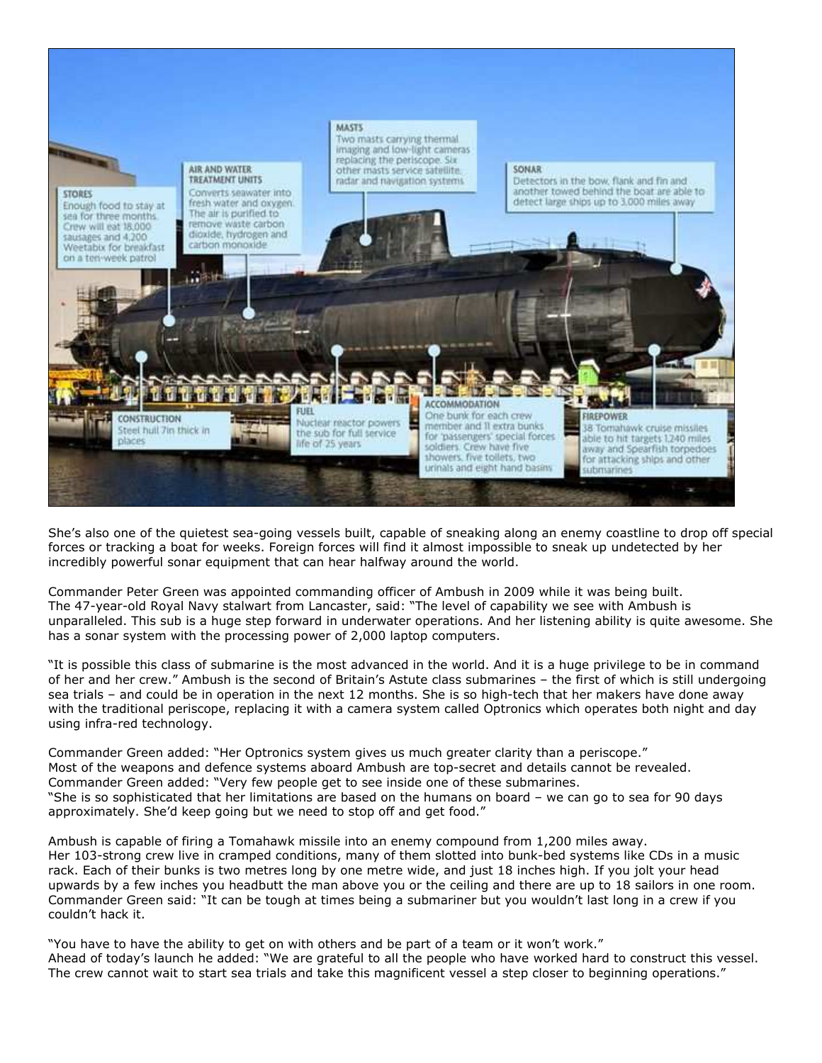MASTS
Two masts carrying thermal imaging and low-light cameras replacing the periscope. Six other masts service satellite, radar and navigation systems

AIR AND WATER TREATMENT UNITS
Converts seawater into fresh water and oxygen. The air is purified to remove waste carbon dioxide, hydrogen and carbon monoxide

SONAR
Detectors in the bow, flank and fin and another towed behind the boat are able to detect large ships up to 3,000 miles away

STORES
Enough food to stay at sea for three months. Crew will eat 18,000 sausages and 4,200 Weetabix for breakfast on a ten-week patrol

CONSTRUCTION
Steel hull 7in thick in places

FUEL
Nuclear reactor powers the sub for full service life of 25 years

ACCOMMODATION
One bunk for each crew member and 11 extra bunks for 'passengers' special forces soldiers. Crew have five showers, five toilets, two urinals and eight hand basins

FIREPOWER
38 Tomahawk cruise missiles able to hit targets 1,240 miles away and Spearfish torpedoes for attacking ships and other submarines

She's also one of the quietest sea-going vessels built, capable of sneaking along an enemy coastline to drop off special forces or tracking a boat for weeks. Foreign forces will find it almost impossible to sneak up undetected by her incredibly powerful sonar equipment that can hear halfway around the world.

Commander Peter Green was appointed commanding officer of Ambush in 2009 while it was being built.
The 47-year-old Royal Navy stalwart from Lancaster, said: "The level of capability we see with Ambush is unparalleled. This sub is a huge step forward in underwater operations. And her listening ability is quite awesome. She has a sonar system with the processing power of 2,000 laptop computers.

"It is possible this class of submarine is the most advanced in the world. And it is a huge privilege to be in command of her and her crew." Ambush is the second of Britain's Astute class submarines – the first of which is still undergoing sea trials – and could be in operation in the next 12 months. She is so high-tech that her makers have done away with the traditional periscope, replacing it with a camera system called Optronics which operates both night and day using infra-red technology.

Commander Green added: "Her Optronics system gives us much greater clarity than a periscope."
Most of the weapons and defence systems aboard Ambush are top-secret and details cannot be revealed.
Commander Green added: "Very few people get to see inside one of these submarines.
"She is so sophisticated that her limitations are based on the humans on board – we can go to sea for 90 days approximately. She'd keep going but we need to stop off and get food."

Ambush is capable of firing a Tomahawk missile into an enemy compound from 1,200 miles away.
Her 103-strong crew live in cramped conditions, many of them slotted into bunk-bed systems like CDs in a music rack. Each of their bunks is two metres long by one metre wide, and just 18 inches high. If you jolt your head upwards by a few inches you headbutt the man above you or the ceiling and there are up to 18 sailors in one room.
Commander Green said: "It can be tough at times being a submariner but you wouldn't last long in a crew if you couldn't hack it.

"You have to have the ability to get on with others and be part of a team or it won't work."
Ahead of today's launch he added: "We are grateful to all the people who have worked hard to construct this vessel. The crew cannot wait to start sea trials and take this magnificent vessel a step closer to beginning operations."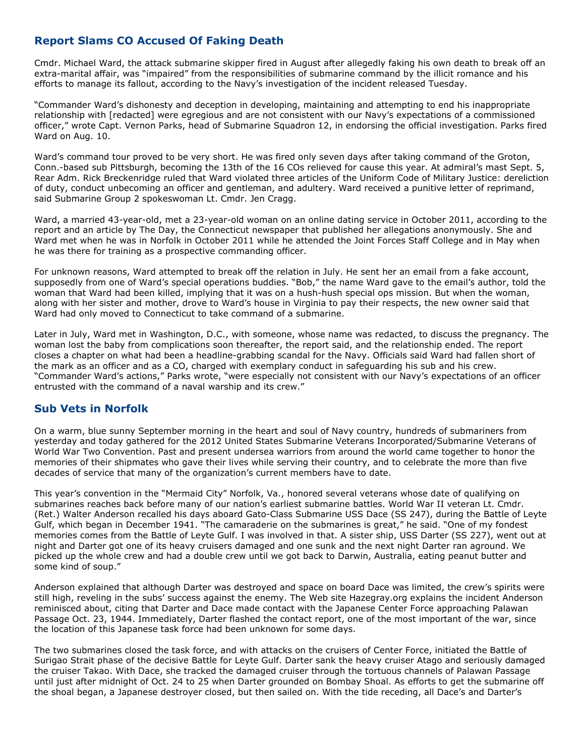## Report Slams CO Accused Of Faking Death

Cmdr. Michael Ward, the attack submarine skipper fired in August after allegedly faking his own death to break off an extra-marital affair, was "impaired" from the responsibilities of submarine command by the illicit romance and his efforts to manage its fallout, according to the Navy's investigation of the incident released Tuesday.

"Commander Ward's dishonesty and deception in developing, maintaining and attempting to end his inappropriate relationship with [redacted] were egregious and are not consistent with our Navy's expectations of a commissioned officer," wrote Capt. Vernon Parks, head of Submarine Squadron 12, in endorsing the official investigation. Parks fired Ward on Aug. 10.

Ward's command tour proved to be very short. He was fired only seven days after taking command of the Groton, Conn.-based sub Pittsburgh, becoming the 13th of the 16 COs relieved for cause this year. At admiral's mast Sept. 5, Rear Adm. Rick Breckenridge ruled that Ward violated three articles of the Uniform Code of Military Justice: dereliction of duty, conduct unbecoming an officer and gentleman, and adultery. Ward received a punitive letter of reprimand, said Submarine Group 2 spokeswoman Lt. Cmdr. Jen Cragg.

Ward, a married 43-year-old, met a 23-year-old woman on an online dating service in October 2011, according to the report and an article by The Day, the Connecticut newspaper that published her allegations anonymously. She and Ward met when he was in Norfolk in October 2011 while he attended the Joint Forces Staff College and in May when he was there for training as a prospective commanding officer.

For unknown reasons, Ward attempted to break off the relation in July. He sent her an email from a fake account, supposedly from one of Ward's special operations buddies. "Bob," the name Ward gave to the email's author, told the woman that Ward had been killed, implying that it was on a hush-hush special ops mission. But when the woman, along with her sister and mother, drove to Ward's house in Virginia to pay their respects, the new owner said that Ward had only moved to Connecticut to take command of a submarine.

Later in July, Ward met in Washington, D.C., with someone, whose name was redacted, to discuss the pregnancy. The woman lost the baby from complications soon thereafter, the report said, and the relationship ended. The report closes a chapter on what had been a headline-grabbing scandal for the Navy. Officials said Ward had fallen short of the mark as an officer and as a CO, charged with exemplary conduct in safeguarding his sub and his crew. "Commander Ward's actions," Parks wrote, "were especially not consistent with our Navy's expectations of an officer entrusted with the command of a naval warship and its crew."

## Sub Vets in Norfolk

On a warm, blue sunny September morning in the heart and soul of Navy country, hundreds of submariners from yesterday and today gathered for the 2012 United States Submarine Veterans Incorporated/Submarine Veterans of World War Two Convention. Past and present undersea warriors from around the world came together to honor the memories of their shipmates who gave their lives while serving their country, and to celebrate the more than five decades of service that many of the organization's current members have to date.

This year's convention in the "Mermaid City" Norfolk, Va., honored several veterans whose date of qualifying on submarines reaches back before many of our nation's earliest submarine battles. World War II veteran Lt. Cmdr. (Ret.) Walter Anderson recalled his days aboard Gato-Class Submarine USS Dace (SS 247), during the Battle of Leyte Gulf, which began in December 1941. "The camaraderie on the submarines is great," he said. "One of my fondest memories comes from the Battle of Leyte Gulf. I was involved in that. A sister ship, USS Darter (SS 227), went out at night and Darter got one of its heavy cruisers damaged and one sunk and the next night Darter ran aground. We picked up the whole crew and had a double crew until we got back to Darwin, Australia, eating peanut butter and some kind of soup."

Anderson explained that although Darter was destroyed and space on board Dace was limited, the crew's spirits were still high, reveling in the subs' success against the enemy. The Web site Hazegray.org explains the incident Anderson reminisced about, citing that Darter and Dace made contact with the Japanese Center Force approaching Palawan Passage Oct. 23, 1944. Immediately, Darter flashed the contact report, one of the most important of the war, since the location of this Japanese task force had been unknown for some days.

The two submarines closed the task force, and with attacks on the cruisers of Center Force, initiated the Battle of Surigao Strait phase of the decisive Battle for Leyte Gulf. Darter sank the heavy cruiser Atago and seriously damaged the cruiser Takao. With Dace, she tracked the damaged cruiser through the tortuous channels of Palawan Passage until just after midnight of Oct. 24 to 25 when Darter grounded on Bombay Shoal. As efforts to get the submarine off the shoal began, a Japanese destroyer closed, but then sailed on. With the tide receding, all Dace's and Darter's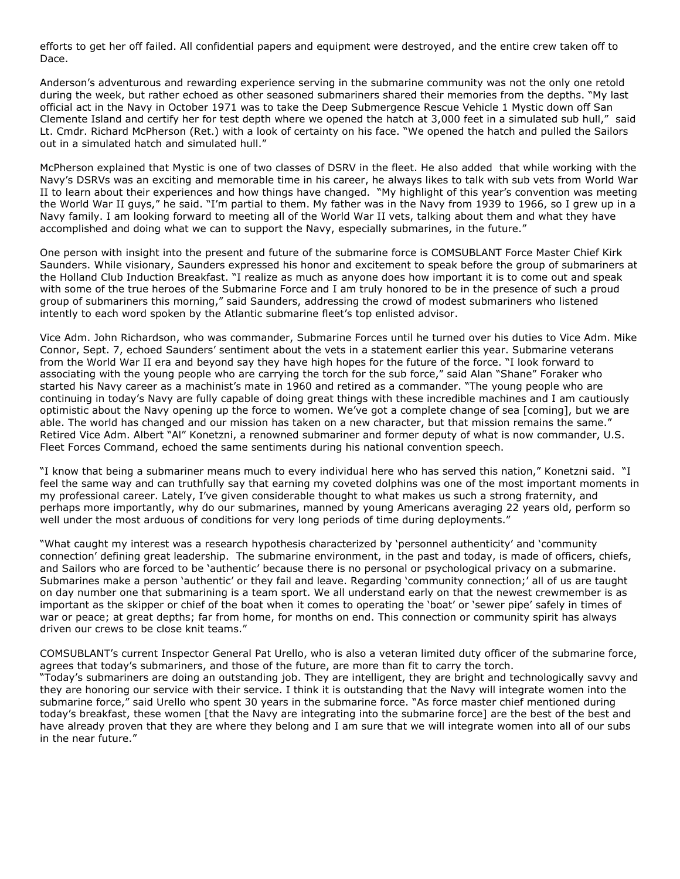efforts to get her off failed. All confidential papers and equipment were destroyed, and the entire crew taken off to Dace.

Anderson's adventurous and rewarding experience serving in the submarine community was not the only one retold during the week, but rather echoed as other seasoned submariners shared their memories from the depths. "My last official act in the Navy in October 1971 was to take the Deep Submergence Rescue Vehicle 1 Mystic down off San Clemente Island and certify her for test depth where we opened the hatch at 3,000 feet in a simulated sub hull," said Lt. Cmdr. Richard McPherson (Ret.) with a look of certainty on his face. "We opened the hatch and pulled the Sailors out in a simulated hatch and simulated hull."

McPherson explained that Mystic is one of two classes of DSRV in the fleet. He also added that while working with the Navy's DSRVs was an exciting and memorable time in his career, he always likes to talk with sub vets from World War II to learn about their experiences and how things have changed. "My highlight of this year's convention was meeting the World War II guys," he said. "I'm partial to them. My father was in the Navy from 1939 to 1966, so I grew up in a Navy family. I am looking forward to meeting all of the World War II vets, talking about them and what they have accomplished and doing what we can to support the Navy, especially submarines, in the future."

One person with insight into the present and future of the submarine force is COMSUBLANT Force Master Chief Kirk Saunders. While visionary, Saunders expressed his honor and excitement to speak before the group of submariners at the Holland Club Induction Breakfast. "I realize as much as anyone does how important it is to come out and speak with some of the true heroes of the Submarine Force and I am truly honored to be in the presence of such a proud group of submariners this morning," said Saunders, addressing the crowd of modest submariners who listened intently to each word spoken by the Atlantic submarine fleet's top enlisted advisor.

Vice Adm. John Richardson, who was commander, Submarine Forces until he turned over his duties to Vice Adm. Mike Connor, Sept. 7, echoed Saunders' sentiment about the vets in a statement earlier this year. Submarine veterans from the World War II era and beyond say they have high hopes for the future of the force. "I look forward to associating with the young people who are carrying the torch for the sub force," said Alan "Shane" Foraker who started his Navy career as a machinist's mate in 1960 and retired as a commander. "The young people who are continuing in today's Navy are fully capable of doing great things with these incredible machines and I am cautiously optimistic about the Navy opening up the force to women. We've got a complete change of sea [coming], but we are able. The world has changed and our mission has taken on a new character, but that mission remains the same." Retired Vice Adm. Albert "Al" Konetzni, a renowned submariner and former deputy of what is now commander, U.S. Fleet Forces Command, echoed the same sentiments during his national convention speech.

"I know that being a submariner means much to every individual here who has served this nation," Konetzni said. "I feel the same way and can truthfully say that earning my coveted dolphins was one of the most important moments in my professional career. Lately, I've given considerable thought to what makes us such a strong fraternity, and perhaps more importantly, why do our submarines, manned by young Americans averaging 22 years old, perform so well under the most arduous of conditions for very long periods of time during deployments."

"What caught my interest was a research hypothesis characterized by 'personnel authenticity' and 'community connection' defining great leadership. The submarine environment, in the past and today, is made of officers, chiefs, and Sailors who are forced to be 'authentic' because there is no personal or psychological privacy on a submarine. Submarines make a person 'authentic' or they fail and leave. Regarding 'community connection;' all of us are taught on day number one that submarining is a team sport. We all understand early on that the newest crewmember is as important as the skipper or chief of the boat when it comes to operating the 'boat' or 'sewer pipe' safely in times of war or peace; at great depths; far from home, for months on end. This connection or community spirit has always driven our crews to be close knit teams."

COMSUBLANT's current Inspector General Pat Urello, who is also a veteran limited duty officer of the submarine force, agrees that today's submariners, and those of the future, are more than fit to carry the torch.
"Today's submariners are doing an outstanding job. They are intelligent, they are bright and technologically savvy and they are honoring our service with their service. I think it is outstanding that the Navy will integrate women into the submarine force," said Urello who spent 30 years in the submarine force. "As force master chief mentioned during today's breakfast, these women [that the Navy are integrating into the submarine force] are the best of the best and have already proven that they are where they belong and I am sure that we will integrate women into all of our subs in the near future."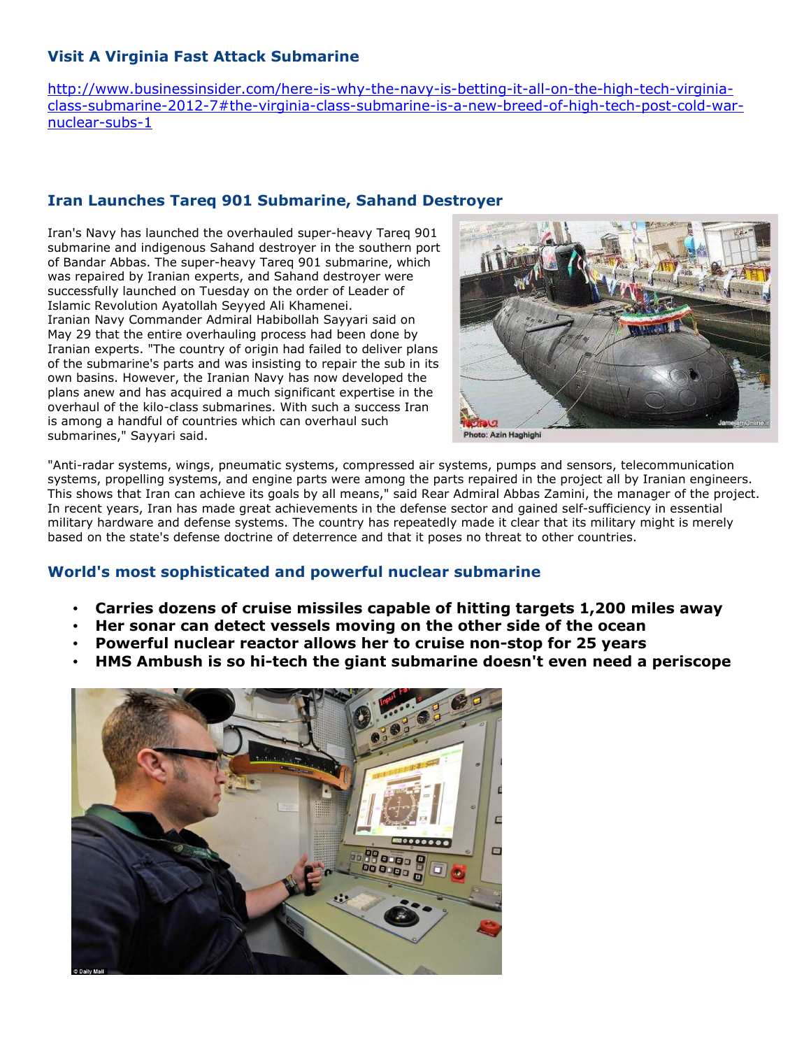### Visit A Virginia Fast Attack Submarine

http://www.businessinsider.com/here-is-why-the-navy-is-betting-it-all-on-the-high-tech-virginia-class-submarine-2012-7#the-virginia-class-submarine-is-a-new-breed-of-high-tech-post-cold-war-nuclear-subs-1

### Iran Launches Tareq 901 Submarine, Sahand Destroyer

Iran's Navy has launched the overhauled super-heavy Tareq 901 submarine and indigenous Sahand destroyer in the southern port of Bandar Abbas. The super-heavy Tareq 901 submarine, which was repaired by Iranian experts, and Sahand destroyer were successfully launched on Tuesday on the order of Leader of Islamic Revolution Ayatollah Seyyed Ali Khamenei.
Iranian Navy Commander Admiral Habibollah Sayyari said on May 29 that the entire overhauling process had been done by Iranian experts. "The country of origin had failed to deliver plans of the submarine's parts and was insisting to repair the sub in its own basins. However, the Iranian Navy has now developed the plans anew and has acquired a much significant expertise in the overhaul of the kilo-class submarines. With such a success Iran is among a handful of countries which can overhaul such submarines," Sayyari said.

Photo: Azin Haghighi

"Anti-radar systems, wings, pneumatic systems, compressed air systems, pumps and sensors, telecommunication systems, propelling systems, and engine parts were among the parts repaired in the project all by Iranian engineers. This shows that Iran can achieve its goals by all means," said Rear Admiral Abbas Zamini, the manager of the project.
In recent years, Iran has made great achievements in the defense sector and gained self-sufficiency in essential military hardware and defense systems. The country has repeatedly made it clear that its military might is merely based on the state's defense doctrine of deterrence and that it poses no threat to other countries.

### World's most sophisticated and powerful nuclear submarine

- **Carries dozens of cruise missiles capable of hitting targets 1,200 miles away**
- **Her sonar can detect vessels moving on the other side of the ocean**
- **Powerful nuclear reactor allows her to cruise non-stop for 25 years**
- **HMS Ambush is so hi-tech the giant submarine doesn't even need a periscope**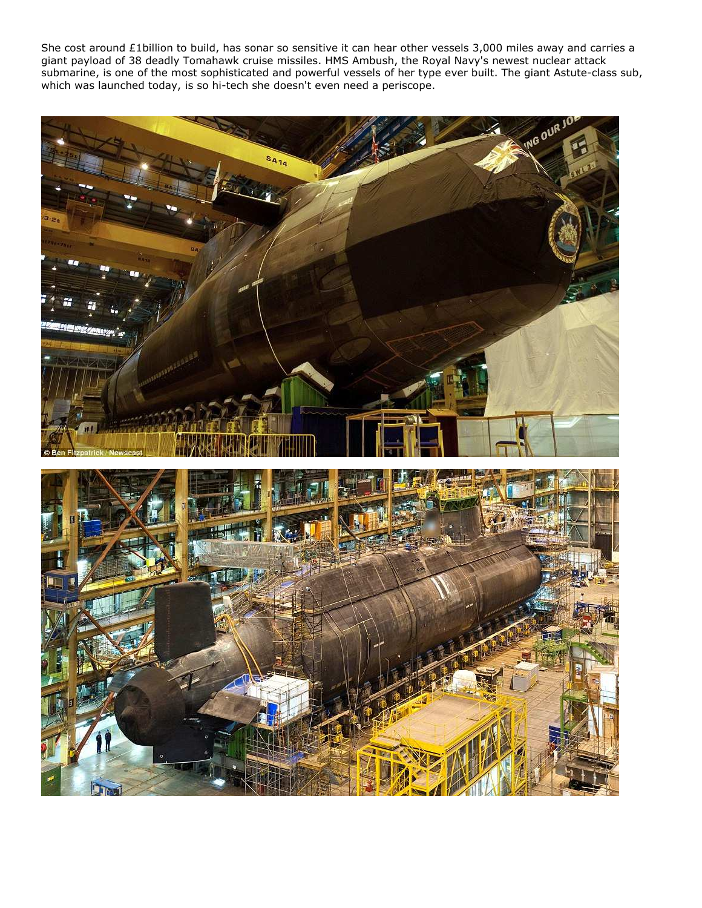She cost around £1billion to build, has sonar so sensitive it can hear other vessels 3,000 miles away and carries a giant payload of 38 deadly Tomahawk cruise missiles. HMS Ambush, the Royal Navy's newest nuclear attack submarine, is one of the most sophisticated and powerful vessels of her type ever built. The giant Astute-class sub, which was launched today, is so hi-tech she doesn't even need a periscope.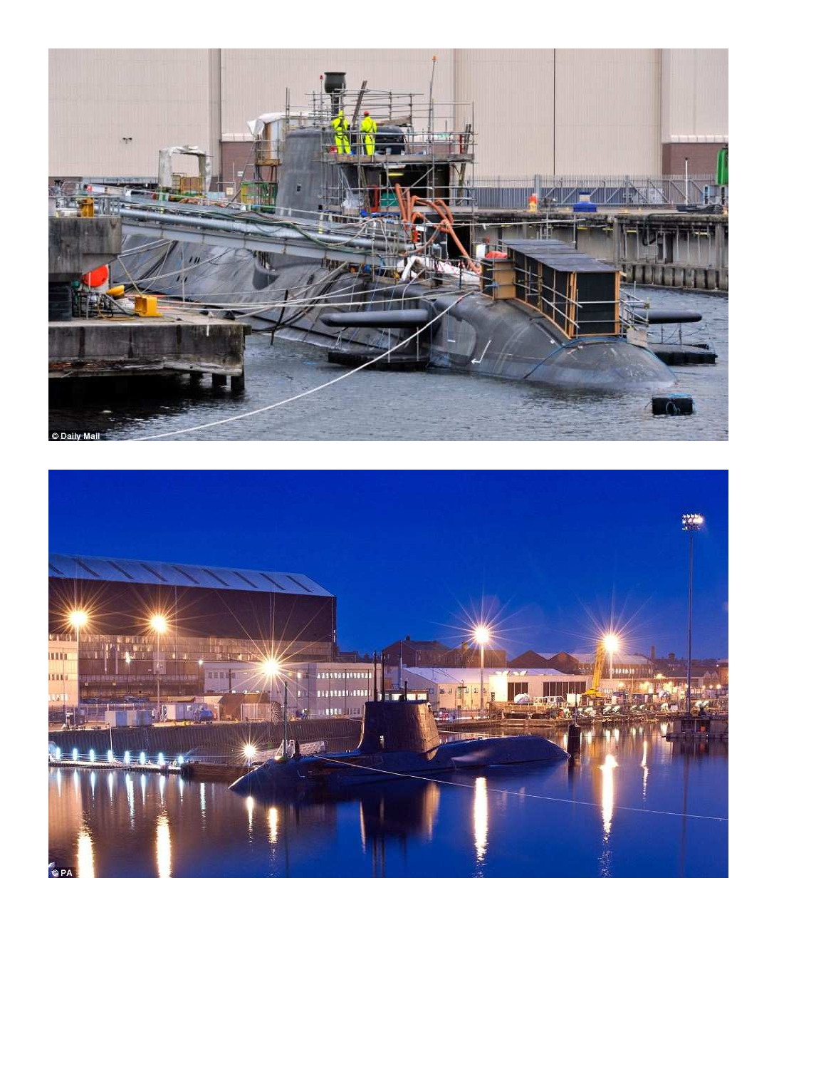© Daily Mail

© PA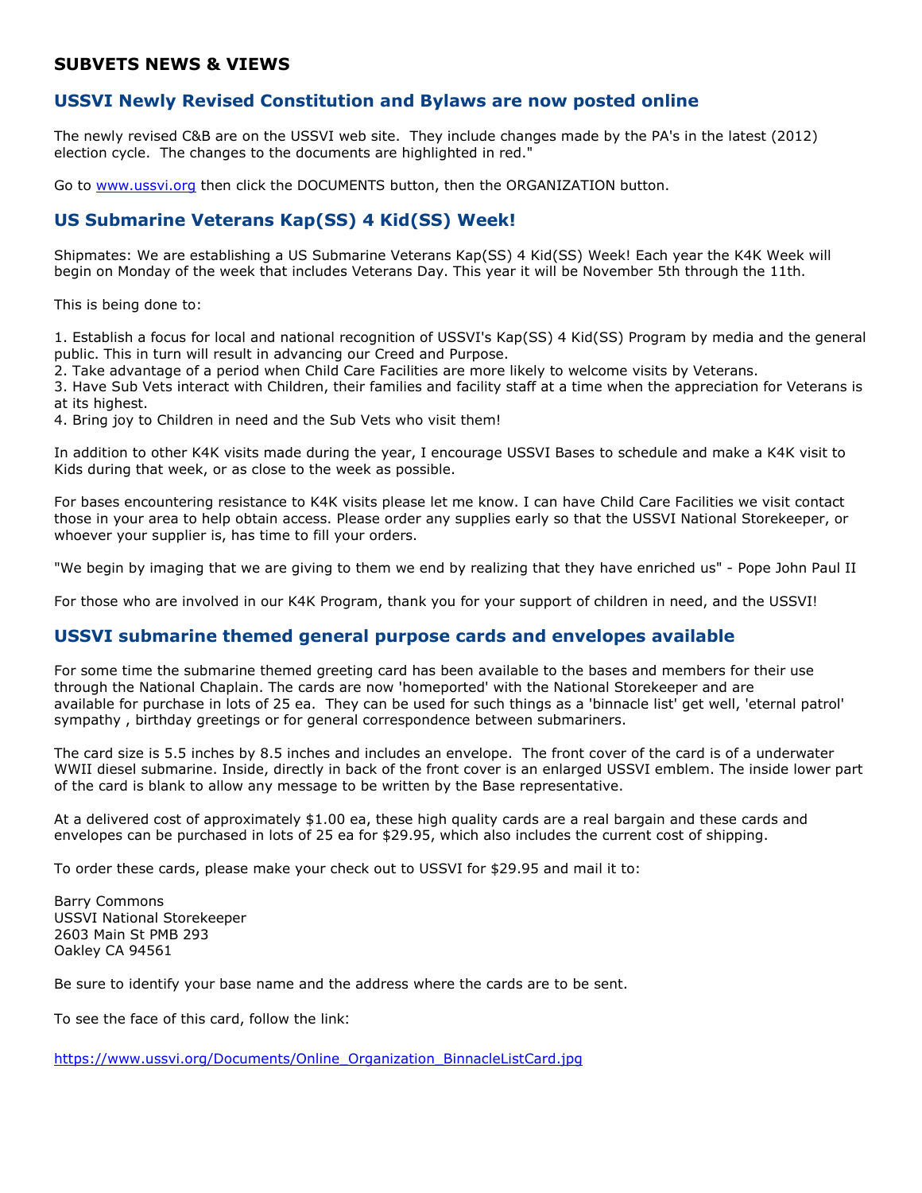## SUBVETS NEWS & VIEWS

### USSVI Newly Revised Constitution and Bylaws are now posted online

The newly revised C&B are on the USSVI web site. They include changes made by the PA's in the latest (2012) election cycle. The changes to the documents are highlighted in red."

Go to www.ussvi.org then click the DOCUMENTS button, then the ORGANIZATION button.

### US Submarine Veterans Kap(SS) 4 Kid(SS) Week!

Shipmates: We are establishing a US Submarine Veterans Kap(SS) 4 Kid(SS) Week! Each year the K4K Week will begin on Monday of the week that includes Veterans Day. This year it will be November 5th through the 11th.

This is being done to:

1. Establish a focus for local and national recognition of USSVI's Kap(SS) 4 Kid(SS) Program by media and the general public. This in turn will result in advancing our Creed and Purpose.
2. Take advantage of a period when Child Care Facilities are more likely to welcome visits by Veterans.
3. Have Sub Vets interact with Children, their families and facility staff at a time when the appreciation for Veterans is at its highest.
4. Bring joy to Children in need and the Sub Vets who visit them!

In addition to other K4K visits made during the year, I encourage USSVI Bases to schedule and make a K4K visit to Kids during that week, or as close to the week as possible.

For bases encountering resistance to K4K visits please let me know. I can have Child Care Facilities we visit contact those in your area to help obtain access. Please order any supplies early so that the USSVI National Storekeeper, or whoever your supplier is, has time to fill your orders.

"We begin by imaging that we are giving to them we end by realizing that they have enriched us" - Pope John Paul II

For those who are involved in our K4K Program, thank you for your support of children in need, and the USSVI!

### USSVI submarine themed general purpose cards and envelopes available

For some time the submarine themed greeting card has been available to the bases and members for their use through the National Chaplain. The cards are now 'homeported' with the National Storekeeper and are available for purchase in lots of 25 ea. They can be used for such things as a 'binnacle list' get well, 'eternal patrol' sympathy , birthday greetings or for general correspondence between submariners.

The card size is 5.5 inches by 8.5 inches and includes an envelope. The front cover of the card is of a underwater WWII diesel submarine. Inside, directly in back of the front cover is an enlarged USSVI emblem. The inside lower part of the card is blank to allow any message to be written by the Base representative.

At a delivered cost of approximately $1.00 ea, these high quality cards are a real bargain and these cards and envelopes can be purchased in lots of 25 ea for $29.95, which also includes the current cost of shipping.

To order these cards, please make your check out to USSVI for $29.95 and mail it to:

Barry Commons
USSVI National Storekeeper
2603 Main St PMB 293
Oakley CA 94561

Be sure to identify your base name and the address where the cards are to be sent.

To see the face of this card, follow the link:

https://www.ussvi.org/Documents/Online_Organization_BinnacleListCard.jpg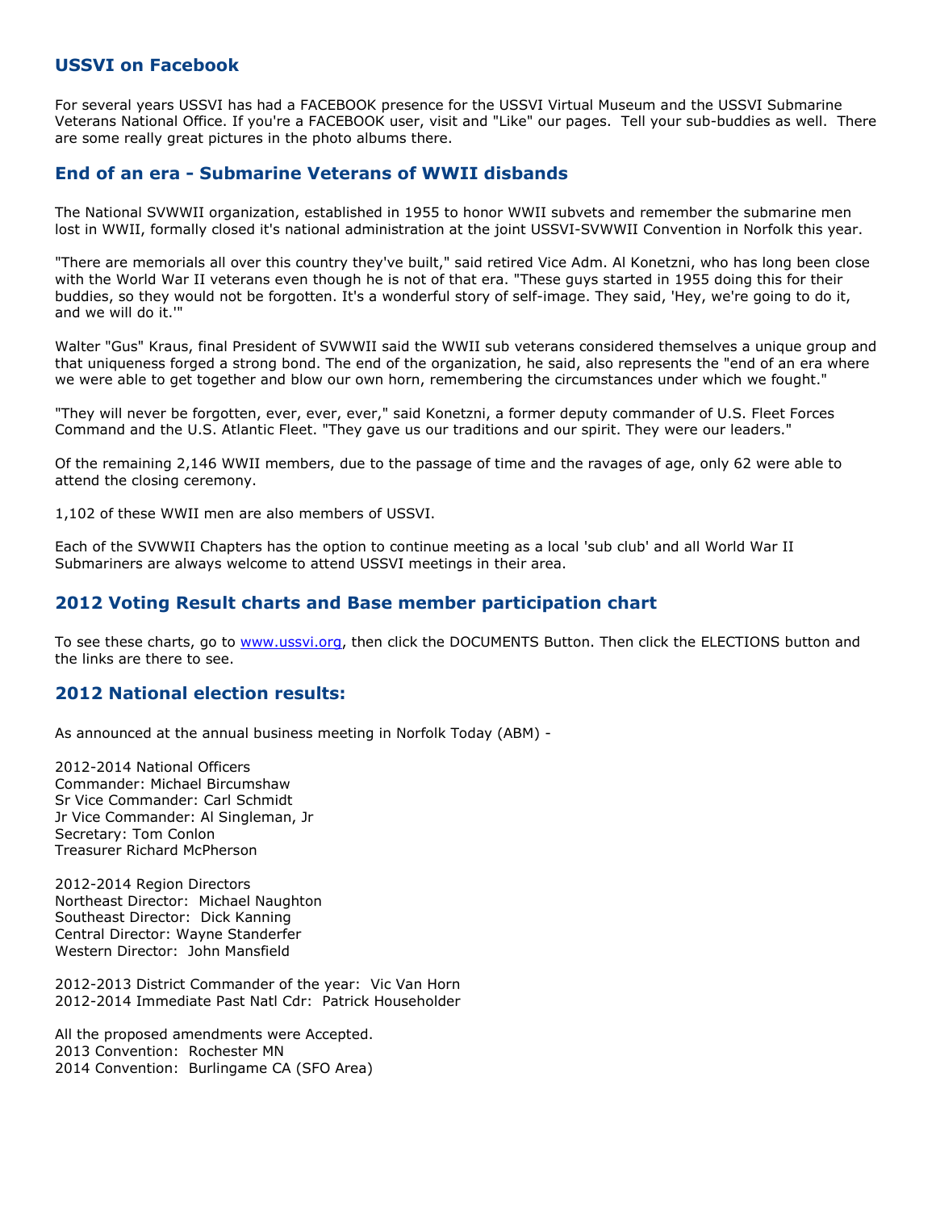## USSVI on Facebook

For several years USSVI has had a FACEBOOK presence for the USSVI Virtual Museum and the USSVI Submarine Veterans National Office. If you're a FACEBOOK user, visit and "Like" our pages. Tell your sub-buddies as well. There are some really great pictures in the photo albums there.

## End of an era - Submarine Veterans of WWII disbands

The National SVWWII organization, established in 1955 to honor WWII subvets and remember the submarine men lost in WWII, formally closed it's national administration at the joint USSVI-SVWWII Convention in Norfolk this year.

"There are memorials all over this country they've built," said retired Vice Adm. Al Konetzni, who has long been close with the World War II veterans even though he is not of that era. "These guys started in 1955 doing this for their buddies, so they would not be forgotten. It's a wonderful story of self-image. They said, 'Hey, we're going to do it, and we will do it.'"

Walter "Gus" Kraus, final President of SVWWII said the WWII sub veterans considered themselves a unique group and that uniqueness forged a strong bond. The end of the organization, he said, also represents the "end of an era where we were able to get together and blow our own horn, remembering the circumstances under which we fought."

"They will never be forgotten, ever, ever, ever," said Konetzni, a former deputy commander of U.S. Fleet Forces Command and the U.S. Atlantic Fleet. "They gave us our traditions and our spirit. They were our leaders."

Of the remaining 2,146 WWII members, due to the passage of time and the ravages of age, only 62 were able to attend the closing ceremony.

1,102 of these WWII men are also members of USSVI.

Each of the SVWWII Chapters has the option to continue meeting as a local 'sub club' and all World War II Submariners are always welcome to attend USSVI meetings in their area.

## 2012 Voting Result charts and Base member participation chart

To see these charts, go to www.ussvi.org, then click the DOCUMENTS Button. Then click the ELECTIONS button and the links are there to see.

## 2012 National election results:

As announced at the annual business meeting in Norfolk Today (ABM) -

2012-2014 National Officers
Commander: Michael Bircumshaw
Sr Vice Commander: Carl Schmidt
Jr Vice Commander: Al Singleman, Jr
Secretary: Tom Conlon
Treasurer Richard McPherson

2012-2014 Region Directors
Northeast Director: Michael Naughton
Southeast Director: Dick Kanning
Central Director: Wayne Standerfer
Western Director: John Mansfield

2012-2013 District Commander of the year: Vic Van Horn
2012-2014 Immediate Past Natl Cdr: Patrick Householder

All the proposed amendments were Accepted.
2013 Convention: Rochester MN
2014 Convention: Burlingame CA (SFO Area)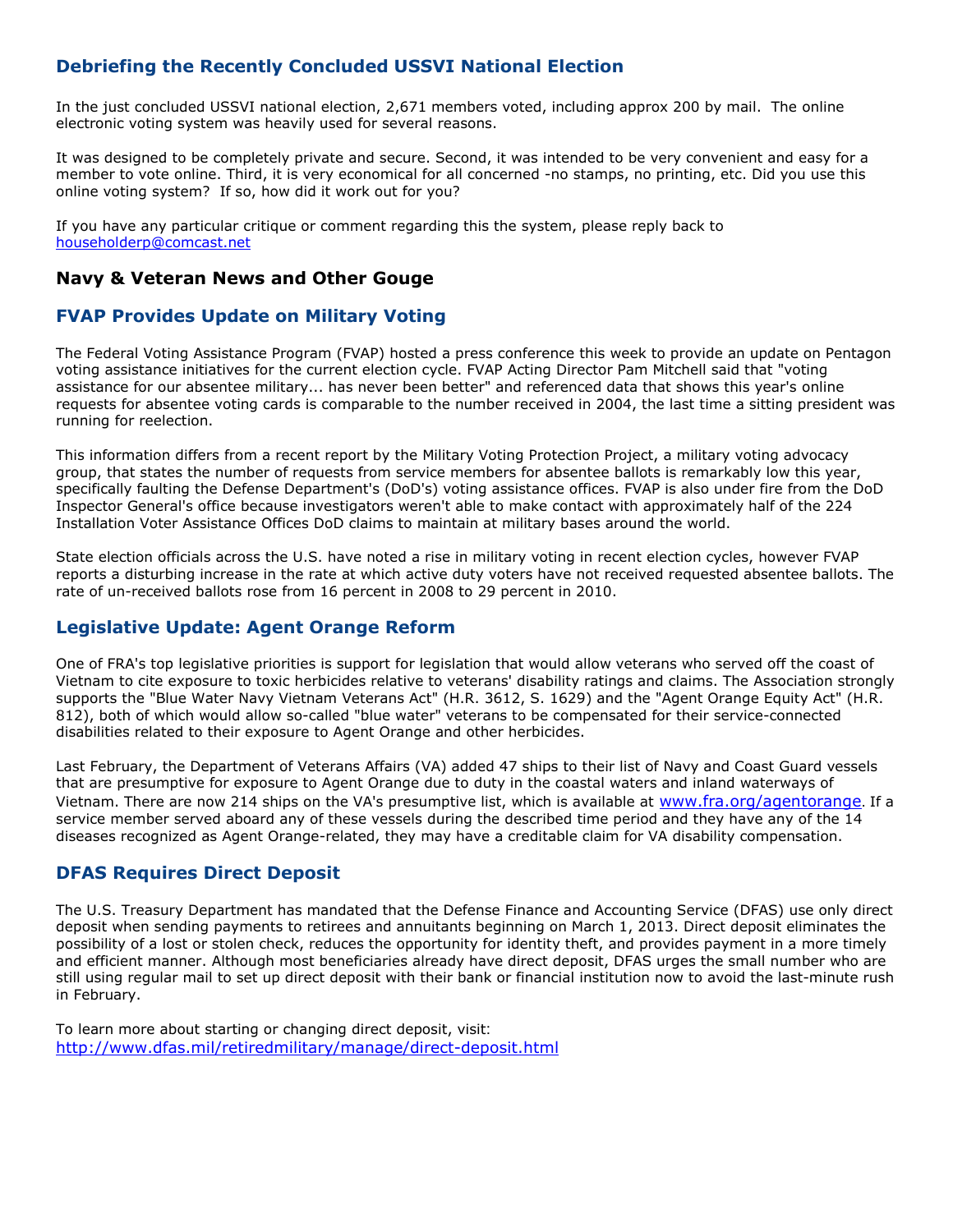## Debriefing the Recently Concluded USSVI National Election

In the just concluded USSVI national election, 2,671 members voted, including approx 200 by mail. The online electronic voting system was heavily used for several reasons.

It was designed to be completely private and secure. Second, it was intended to be very convenient and easy for a member to vote online. Third, it is very economical for all concerned -no stamps, no printing, etc. Did you use this online voting system? If so, how did it work out for you?

If you have any particular critique or comment regarding this the system, please reply back to householderp@comcast.net

## Navy & Veteran News and Other Gouge

## FVAP Provides Update on Military Voting

The Federal Voting Assistance Program (FVAP) hosted a press conference this week to provide an update on Pentagon voting assistance initiatives for the current election cycle. FVAP Acting Director Pam Mitchell said that "voting assistance for our absentee military... has never been better" and referenced data that shows this year's online requests for absentee voting cards is comparable to the number received in 2004, the last time a sitting president was running for reelection.

This information differs from a recent report by the Military Voting Protection Project, a military voting advocacy group, that states the number of requests from service members for absentee ballots is remarkably low this year, specifically faulting the Defense Department's (DoD's) voting assistance offices. FVAP is also under fire from the DoD Inspector General's office because investigators weren't able to make contact with approximately half of the 224 Installation Voter Assistance Offices DoD claims to maintain at military bases around the world.

State election officials across the U.S. have noted a rise in military voting in recent election cycles, however FVAP reports a disturbing increase in the rate at which active duty voters have not received requested absentee ballots. The rate of un-received ballots rose from 16 percent in 2008 to 29 percent in 2010.

## Legislative Update: Agent Orange Reform

One of FRA's top legislative priorities is support for legislation that would allow veterans who served off the coast of Vietnam to cite exposure to toxic herbicides relative to veterans' disability ratings and claims. The Association strongly supports the "Blue Water Navy Vietnam Veterans Act" (H.R. 3612, S. 1629) and the "Agent Orange Equity Act" (H.R. 812), both of which would allow so-called "blue water" veterans to be compensated for their service-connected disabilities related to their exposure to Agent Orange and other herbicides.

Last February, the Department of Veterans Affairs (VA) added 47 ships to their list of Navy and Coast Guard vessels that are presumptive for exposure to Agent Orange due to duty in the coastal waters and inland waterways of Vietnam. There are now 214 ships on the VA's presumptive list, which is available at www.fra.org/agentorange. If a service member served aboard any of these vessels during the described time period and they have any of the 14 diseases recognized as Agent Orange-related, they may have a creditable claim for VA disability compensation.

## DFAS Requires Direct Deposit

The U.S. Treasury Department has mandated that the Defense Finance and Accounting Service (DFAS) use only direct deposit when sending payments to retirees and annuitants beginning on March 1, 2013. Direct deposit eliminates the possibility of a lost or stolen check, reduces the opportunity for identity theft, and provides payment in a more timely and efficient manner. Although most beneficiaries already have direct deposit, DFAS urges the small number who are still using regular mail to set up direct deposit with their bank or financial institution now to avoid the last-minute rush in February.

To learn more about starting or changing direct deposit, visit:
http://www.dfas.mil/retiredmilitary/manage/direct-deposit.html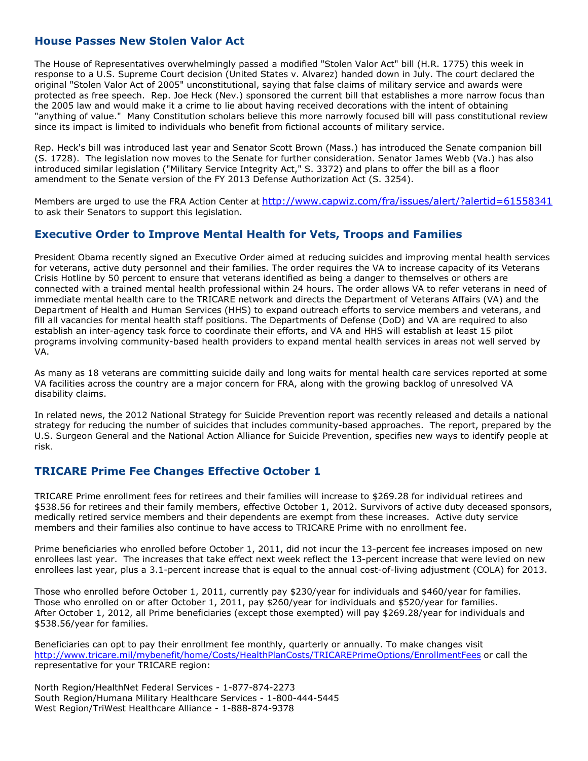## House Passes New Stolen Valor Act

The House of Representatives overwhelmingly passed a modified "Stolen Valor Act" bill (H.R. 1775) this week in response to a U.S. Supreme Court decision (United States v. Alvarez) handed down in July. The court declared the original "Stolen Valor Act of 2005" unconstitutional, saying that false claims of military service and awards were protected as free speech. Rep. Joe Heck (Nev.) sponsored the current bill that establishes a more narrow focus than the 2005 law and would make it a crime to lie about having received decorations with the intent of obtaining "anything of value." Many Constitution scholars believe this more narrowly focused bill will pass constitutional review since its impact is limited to individuals who benefit from fictional accounts of military service.

Rep. Heck's bill was introduced last year and Senator Scott Brown (Mass.) has introduced the Senate companion bill (S. 1728). The legislation now moves to the Senate for further consideration. Senator James Webb (Va.) has also introduced similar legislation ("Military Service Integrity Act," S. 3372) and plans to offer the bill as a floor amendment to the Senate version of the FY 2013 Defense Authorization Act (S. 3254).

Members are urged to use the FRA Action Center at http://www.capwiz.com/fra/issues/alert/?alertid=61558341 to ask their Senators to support this legislation.

## Executive Order to Improve Mental Health for Vets, Troops and Families

President Obama recently signed an Executive Order aimed at reducing suicides and improving mental health services for veterans, active duty personnel and their families. The order requires the VA to increase capacity of its Veterans Crisis Hotline by 50 percent to ensure that veterans identified as being a danger to themselves or others are connected with a trained mental health professional within 24 hours. The order allows VA to refer veterans in need of immediate mental health care to the TRICARE network and directs the Department of Veterans Affairs (VA) and the Department of Health and Human Services (HHS) to expand outreach efforts to service members and veterans, and fill all vacancies for mental health staff positions. The Departments of Defense (DoD) and VA are required to also establish an inter-agency task force to coordinate their efforts, and VA and HHS will establish at least 15 pilot programs involving community-based health providers to expand mental health services in areas not well served by VA.

As many as 18 veterans are committing suicide daily and long waits for mental health care services reported at some VA facilities across the country are a major concern for FRA, along with the growing backlog of unresolved VA disability claims.

In related news, the 2012 National Strategy for Suicide Prevention report was recently released and details a national strategy for reducing the number of suicides that includes community-based approaches. The report, prepared by the U.S. Surgeon General and the National Action Alliance for Suicide Prevention, specifies new ways to identify people at risk.

## TRICARE Prime Fee Changes Effective October 1

TRICARE Prime enrollment fees for retirees and their families will increase to $269.28 for individual retirees and $538.56 for retirees and their family members, effective October 1, 2012. Survivors of active duty deceased sponsors, medically retired service members and their dependents are exempt from these increases. Active duty service members and their families also continue to have access to TRICARE Prime with no enrollment fee.

Prime beneficiaries who enrolled before October 1, 2011, did not incur the 13-percent fee increases imposed on new enrollees last year. The increases that take effect next week reflect the 13-percent increase that were levied on new enrollees last year, plus a 3.1-percent increase that is equal to the annual cost-of-living adjustment (COLA) for 2013.

Those who enrolled before October 1, 2011, currently pay $230/year for individuals and $460/year for families. Those who enrolled on or after October 1, 2011, pay $260/year for individuals and $520/year for families. After October 1, 2012, all Prime beneficiaries (except those exempted) will pay $269.28/year for individuals and $538.56/year for families.

Beneficiaries can opt to pay their enrollment fee monthly, quarterly or annually. To make changes visit http://www.tricare.mil/mybenefit/home/Costs/HealthPlanCosts/TRICAREPrimeOptions/EnrollmentFees or call the representative for your TRICARE region:

North Region/HealthNet Federal Services - 1-877-874-2273
South Region/Humana Military Healthcare Services - 1-800-444-5445
West Region/TriWest Healthcare Alliance - 1-888-874-9378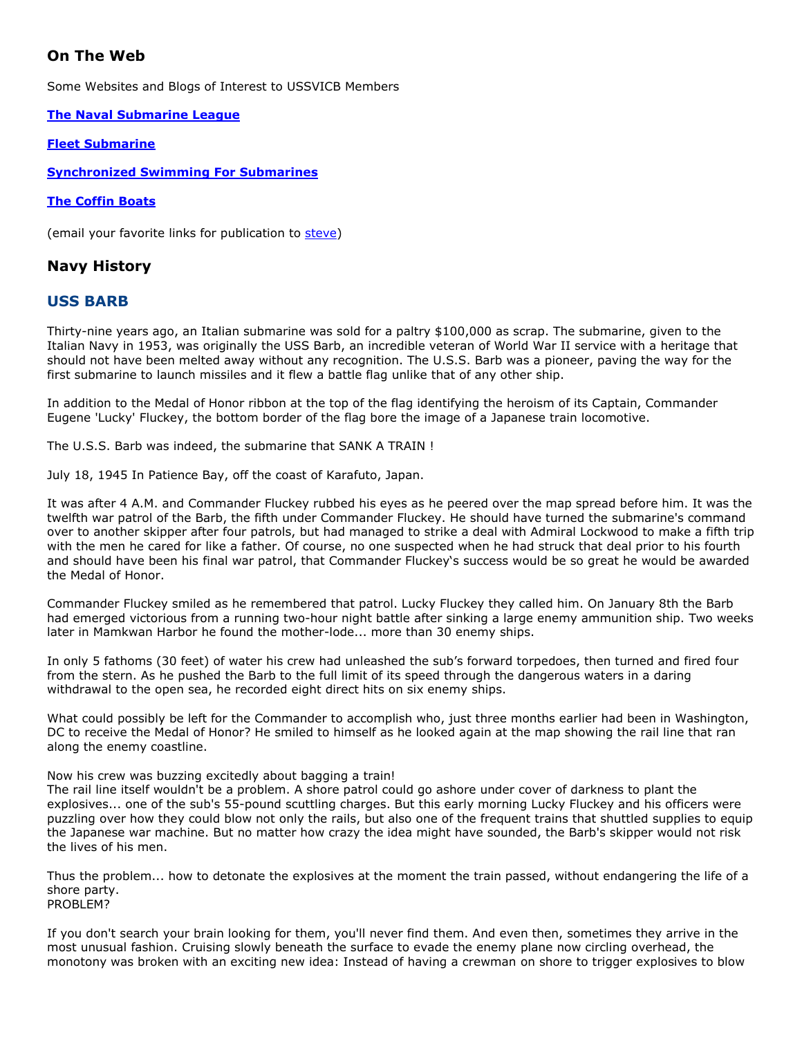## On The Web

Some Websites and Blogs of Interest to USSVICB Members

**[The Naval Submarine League]()**

**[Fleet Submarine]()**

**[Synchronized Swimming For Submarines]()**

**[The Coffin Boats]()**

(email your favorite links for publication to [steve]())

## Navy History

### USS BARB

Thirty-nine years ago, an Italian submarine was sold for a paltry $100,000 as scrap. The submarine, given to the Italian Navy in 1953, was originally the USS Barb, an incredible veteran of World War II service with a heritage that should not have been melted away without any recognition. The U.S.S. Barb was a pioneer, paving the way for the first submarine to launch missiles and it flew a battle flag unlike that of any other ship.

In addition to the Medal of Honor ribbon at the top of the flag identifying the heroism of its Captain, Commander Eugene 'Lucky' Fluckey, the bottom border of the flag bore the image of a Japanese train locomotive.

The U.S.S. Barb was indeed, the submarine that SANK A TRAIN !

July 18, 1945 In Patience Bay, off the coast of Karafuto, Japan.

It was after 4 A.M. and Commander Fluckey rubbed his eyes as he peered over the map spread before him. It was the twelfth war patrol of the Barb, the fifth under Commander Fluckey. He should have turned the submarine's command over to another skipper after four patrols, but had managed to strike a deal with Admiral Lockwood to make a fifth trip with the men he cared for like a father. Of course, no one suspected when he had struck that deal prior to his fourth and should have been his final war patrol, that Commander Fluckey's success would be so great he would be awarded the Medal of Honor.

Commander Fluckey smiled as he remembered that patrol. Lucky Fluckey they called him. On January 8th the Barb had emerged victorious from a running two-hour night battle after sinking a large enemy ammunition ship. Two weeks later in Mamkwan Harbor he found the mother-lode... more than 30 enemy ships.

In only 5 fathoms (30 feet) of water his crew had unleashed the sub's forward torpedoes, then turned and fired four from the stern. As he pushed the Barb to the full limit of its speed through the dangerous waters in a daring withdrawal to the open sea, he recorded eight direct hits on six enemy ships.

What could possibly be left for the Commander to accomplish who, just three months earlier had been in Washington, DC to receive the Medal of Honor? He smiled to himself as he looked again at the map showing the rail line that ran along the enemy coastline.

Now his crew was buzzing excitedly about bagging a train!
The rail line itself wouldn't be a problem. A shore patrol could go ashore under cover of darkness to plant the explosives... one of the sub's 55-pound scuttling charges. But this early morning Lucky Fluckey and his officers were puzzling over how they could blow not only the rails, but also one of the frequent trains that shuttled supplies to equip the Japanese war machine. But no matter how crazy the idea might have sounded, the Barb's skipper would not risk the lives of his men.

Thus the problem... how to detonate the explosives at the moment the train passed, without endangering the life of a shore party.
PROBLEM?

If you don't search your brain looking for them, you'll never find them. And even then, sometimes they arrive in the most unusual fashion. Cruising slowly beneath the surface to evade the enemy plane now circling overhead, the monotony was broken with an exciting new idea: Instead of having a crewman on shore to trigger explosives to blow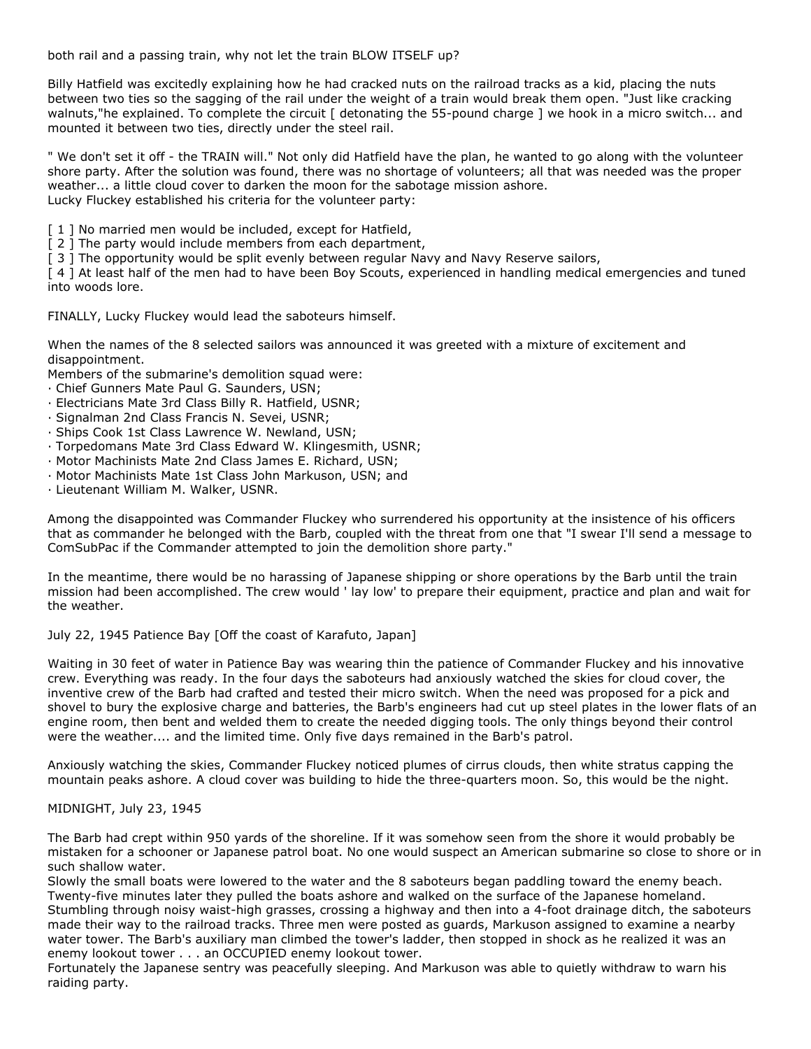both rail and a passing train, why not let the train BLOW ITSELF up?

Billy Hatfield was excitedly explaining how he had cracked nuts on the railroad tracks as a kid, placing the nuts between two ties so the sagging of the rail under the weight of a train would break them open. "Just like cracking walnuts,"he explained. To complete the circuit [ detonating the 55-pound charge ] we hook in a micro switch... and mounted it between two ties, directly under the steel rail.

" We don't set it off - the TRAIN will." Not only did Hatfield have the plan, he wanted to go along with the volunteer shore party. After the solution was found, there was no shortage of volunteers; all that was needed was the proper weather... a little cloud cover to darken the moon for the sabotage mission ashore.
Lucky Fluckey established his criteria for the volunteer party:

[ 1 ] No married men would be included, except for Hatfield,
[ 2 ] The party would include members from each department,
[ 3 ] The opportunity would be split evenly between regular Navy and Navy Reserve sailors,
[ 4 ] At least half of the men had to have been Boy Scouts, experienced in handling medical emergencies and tuned into woods lore.

FINALLY, Lucky Fluckey would lead the saboteurs himself.

When the names of the 8 selected sailors was announced it was greeted with a mixture of excitement and disappointment.
Members of the submarine's demolition squad were:

- Chief Gunners Mate Paul G. Saunders, USN;
- Electricians Mate 3rd Class Billy R. Hatfield, USNR;
- Signalman 2nd Class Francis N. Sevei, USNR;
- Ships Cook 1st Class Lawrence W. Newland, USN;
- Torpedomans Mate 3rd Class Edward W. Klingesmith, USNR;
- Motor Machinists Mate 2nd Class James E. Richard, USN;
- Motor Machinists Mate 1st Class John Markuson, USN; and
- Lieutenant William M. Walker, USNR.

Among the disappointed was Commander Fluckey who surrendered his opportunity at the insistence of his officers that as commander he belonged with the Barb, coupled with the threat from one that "I swear I'll send a message to ComSubPac if the Commander attempted to join the demolition shore party."

In the meantime, there would be no harassing of Japanese shipping or shore operations by the Barb until the train mission had been accomplished. The crew would ' lay low' to prepare their equipment, practice and plan and wait for the weather.

July 22, 1945 Patience Bay [Off the coast of Karafuto, Japan]

Waiting in 30 feet of water in Patience Bay was wearing thin the patience of Commander Fluckey and his innovative crew. Everything was ready. In the four days the saboteurs had anxiously watched the skies for cloud cover, the inventive crew of the Barb had crafted and tested their micro switch. When the need was proposed for a pick and shovel to bury the explosive charge and batteries, the Barb's engineers had cut up steel plates in the lower flats of an engine room, then bent and welded them to create the needed digging tools. The only things beyond their control were the weather.... and the limited time. Only five days remained in the Barb's patrol.

Anxiously watching the skies, Commander Fluckey noticed plumes of cirrus clouds, then white stratus capping the mountain peaks ashore. A cloud cover was building to hide the three-quarters moon. So, this would be the night.

MIDNIGHT, July 23, 1945

The Barb had crept within 950 yards of the shoreline. If it was somehow seen from the shore it would probably be mistaken for a schooner or Japanese patrol boat. No one would suspect an American submarine so close to shore or in such shallow water.
Slowly the small boats were lowered to the water and the 8 saboteurs began paddling toward the enemy beach. Twenty-five minutes later they pulled the boats ashore and walked on the surface of the Japanese homeland. Stumbling through noisy waist-high grasses, crossing a highway and then into a 4-foot drainage ditch, the saboteurs made their way to the railroad tracks. Three men were posted as guards, Markuson assigned to examine a nearby water tower. The Barb's auxiliary man climbed the tower's ladder, then stopped in shock as he realized it was an enemy lookout tower . . . an OCCUPIED enemy lookout tower.
Fortunately the Japanese sentry was peacefully sleeping. And Markuson was able to quietly withdraw to warn his raiding party.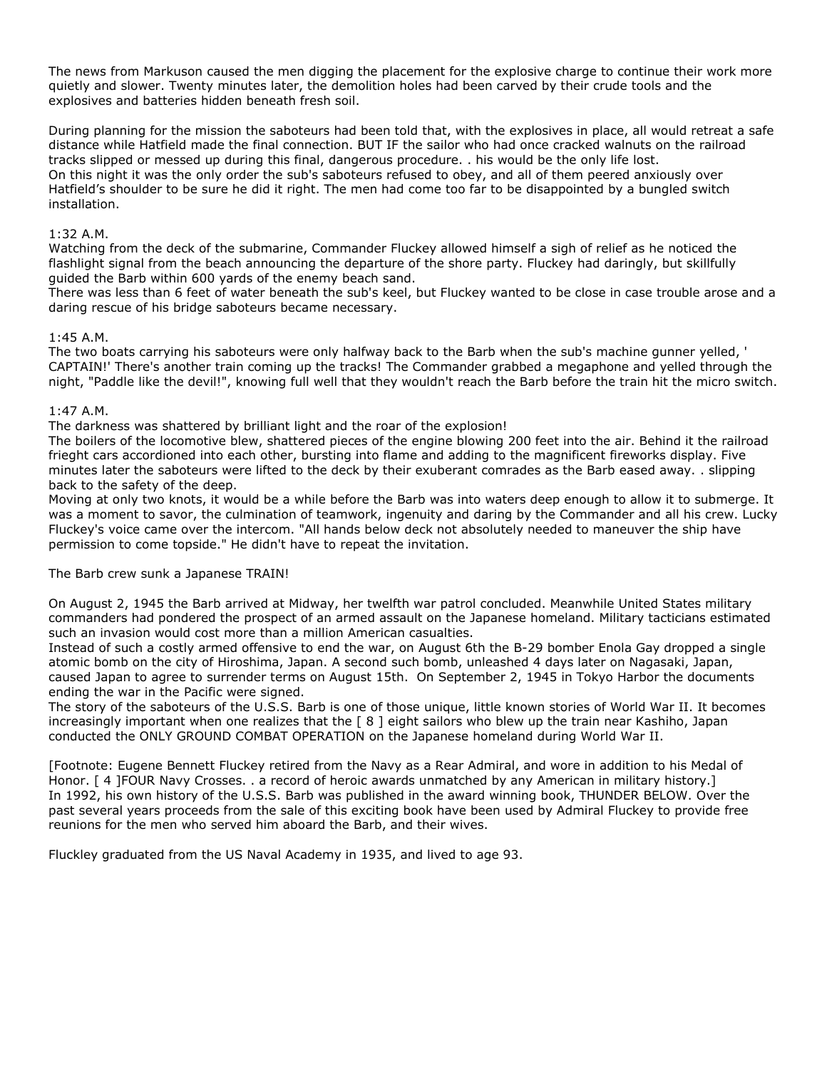The news from Markuson caused the men digging the placement for the explosive charge to continue their work more quietly and slower. Twenty minutes later, the demolition holes had been carved by their crude tools and the explosives and batteries hidden beneath fresh soil.

During planning for the mission the saboteurs had been told that, with the explosives in place, all would retreat a safe distance while Hatfield made the final connection. BUT IF the sailor who had once cracked walnuts on the railroad tracks slipped or messed up during this final, dangerous procedure. . his would be the only life lost.
On this night it was the only order the sub's saboteurs refused to obey, and all of them peered anxiously over Hatfield's shoulder to be sure he did it right. The men had come too far to be disappointed by a bungled switch installation.

1:32 A.M.
Watching from the deck of the submarine, Commander Fluckey allowed himself a sigh of relief as he noticed the flashlight signal from the beach announcing the departure of the shore party. Fluckey had daringly, but skillfully guided the Barb within 600 yards of the enemy beach sand.
There was less than 6 feet of water beneath the sub's keel, but Fluckey wanted to be close in case trouble arose and a daring rescue of his bridge saboteurs became necessary.

1:45 A.M.
The two boats carrying his saboteurs were only halfway back to the Barb when the sub's machine gunner yelled, ' CAPTAIN!' There's another train coming up the tracks! The Commander grabbed a megaphone and yelled through the night, "Paddle like the devil!", knowing full well that they wouldn't reach the Barb before the train hit the micro switch.

1:47 A.M.
The darkness was shattered by brilliant light and the roar of the explosion!
The boilers of the locomotive blew, shattered pieces of the engine blowing 200 feet into the air. Behind it the railroad frieght cars accordioned into each other, bursting into flame and adding to the magnificent fireworks display. Five minutes later the saboteurs were lifted to the deck by their exuberant comrades as the Barb eased away. . slipping back to the safety of the deep.
Moving at only two knots, it would be a while before the Barb was into waters deep enough to allow it to submerge. It was a moment to savor, the culmination of teamwork, ingenuity and daring by the Commander and all his crew. Lucky Fluckey's voice came over the intercom. "All hands below deck not absolutely needed to maneuver the ship have permission to come topside." He didn't have to repeat the invitation.

The Barb crew sunk a Japanese TRAIN!

On August 2, 1945 the Barb arrived at Midway, her twelfth war patrol concluded. Meanwhile United States military commanders had pondered the prospect of an armed assault on the Japanese homeland. Military tacticians estimated such an invasion would cost more than a million American casualties.
Instead of such a costly armed offensive to end the war, on August 6th the B-29 bomber Enola Gay dropped a single atomic bomb on the city of Hiroshima, Japan. A second such bomb, unleashed 4 days later on Nagasaki, Japan, caused Japan to agree to surrender terms on August 15th. On September 2, 1945 in Tokyo Harbor the documents ending the war in the Pacific were signed.
The story of the saboteurs of the U.S.S. Barb is one of those unique, little known stories of World War II. It becomes increasingly important when one realizes that the [ 8 ] eight sailors who blew up the train near Kashiho, Japan conducted the ONLY GROUND COMBAT OPERATION on the Japanese homeland during World War II.

[Footnote: Eugene Bennett Fluckey retired from the Navy as a Rear Admiral, and wore in addition to his Medal of Honor. [ 4 ]FOUR Navy Crosses. . a record of heroic awards unmatched by any American in military history.]
In 1992, his own history of the U.S.S. Barb was published in the award winning book, THUNDER BELOW. Over the past several years proceeds from the sale of this exciting book have been used by Admiral Fluckey to provide free reunions for the men who served him aboard the Barb, and their wives.

Fluckley graduated from the US Naval Academy in 1935, and lived to age 93.